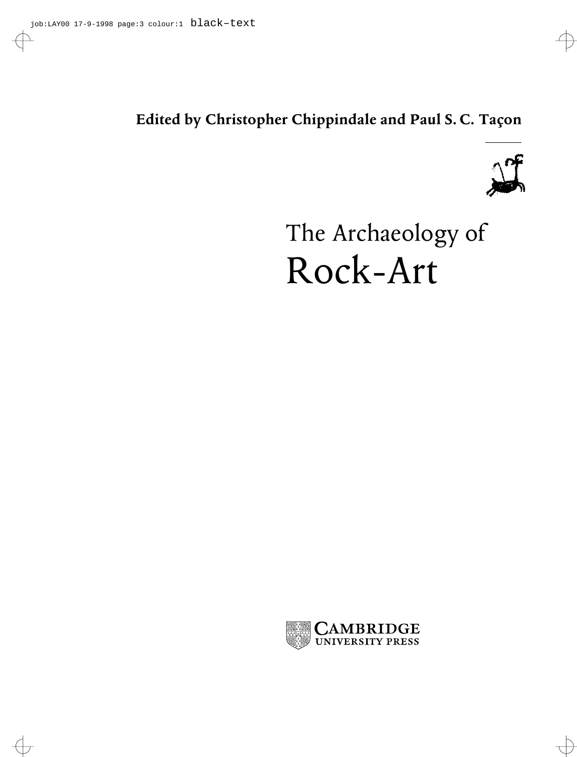**Edited by Christopher Chippindale and Paul S. C. Taçon**

# The Archaeology of Rock-Art

CAMBRIDGE UNIVERSITY PRESS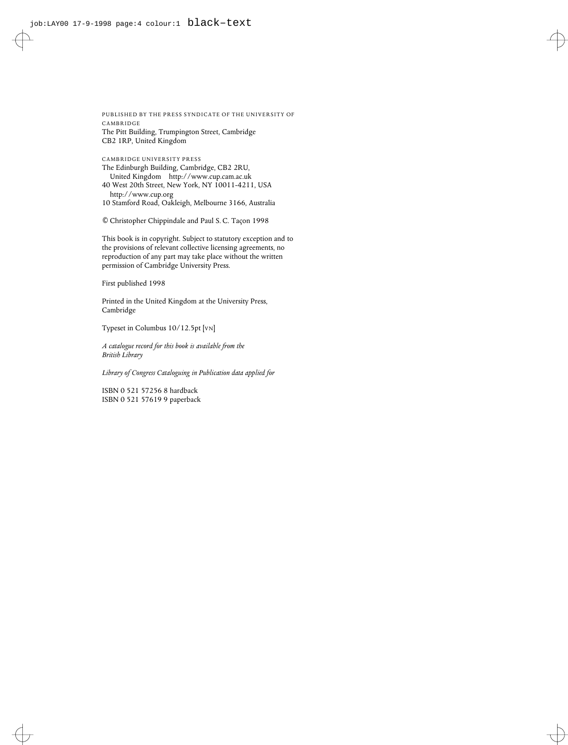PUBLISHED BY THE PRESS SYNDICATE OF THE UNIVERSITY OF CAMBRIDGE
The Pitt Building, Trumpington Street, Cambridge
CB2 1RP, United Kingdom

CAMBRIDGE UNIVERSITY PRESS
The Edinburgh Building, Cambridge, CB2 2RU,
United Kingdom http://www.cup.cam.ac.uk
40 West 20th Street, New York, NY 10011-4211, USA
http://www.cup.org
10 Stamford Road, Oakleigh, Melbourne 3166, Australia

© Christopher Chippindale and Paul S. C. Taçon 1998

This book is in copyright. Subject to statutory exception and to the provisions of relevant collective licensing agreements, no reproduction of any part may take place without the written permission of Cambridge University Press.

First published 1998

Printed in the United Kingdom at the University Press, Cambridge

Typeset in Columbus 10/12.5pt [VN]

*A catalogue record for this book is available from the British Library*

*Library of Congress Cataloguing in Publication data applied for*

ISBN 0 521 57256 8 hardback
ISBN 0 521 57619 9 paperback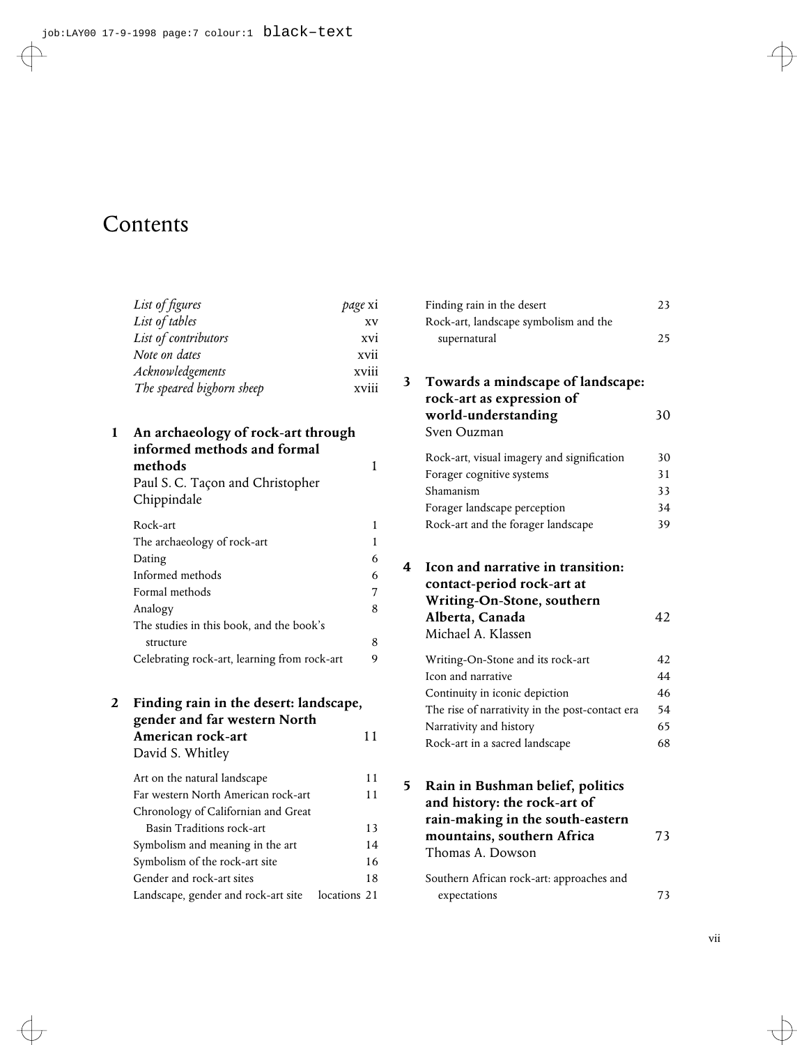# Contents

*List of figures* page xi
*List of tables* xv
*List of contributors* xvi
*Note on dates* xvii
*Acknowledgements* xviii
*The speared bighorn sheep* xviii

**1 An archaeology of rock-art through informed methods and formal methods** 1
Paul S. C. Taçon and Christopher Chippindale

- Rock-art 1
- The archaeology of rock-art 1
- Dating 6
- Informed methods 6
- Formal methods 7
- Analogy 8
- The studies in this book, and the book's structure 8
- Celebrating rock-art, learning from rock-art 9

**2 Finding rain in the desert: landscape, gender and far western North American rock-art** 11
David S. Whitley

- Art on the natural landscape 11
- Far western North American rock-art 11
- Chronology of Californian and Great Basin Traditions rock-art 13
- Symbolism and meaning in the art 14
- Symbolism of the rock-art site 16
- Gender and rock-art sites 18
- Landscape, gender and rock-art site locations 21
- Finding rain in the desert 23
- Rock-art, landscape symbolism and the supernatural 25

**3 Towards a mindscape of landscape: rock-art as expression of world-understanding** 30
Sven Ouzman

- Rock-art, visual imagery and signification 30
- Forager cognitive systems 31
- Shamanism 33
- Forager landscape perception 34
- Rock-art and the forager landscape 39

**4 Icon and narrative in transition: contact-period rock-art at Writing-On-Stone, southern Alberta, Canada** 42
Michael A. Klassen

- Writing-On-Stone and its rock-art 42
- Icon and narrative 44
- Continuity in iconic depiction 46
- The rise of narrativity in the post-contact era 54
- Narrativity and history 65
- Rock-art in a sacred landscape 68

**5 Rain in Bushman belief, politics and history: the rock-art of rain-making in the south-eastern mountains, southern Africa** 73
Thomas A. Dowson

- Southern African rock-art: approaches and expectations 73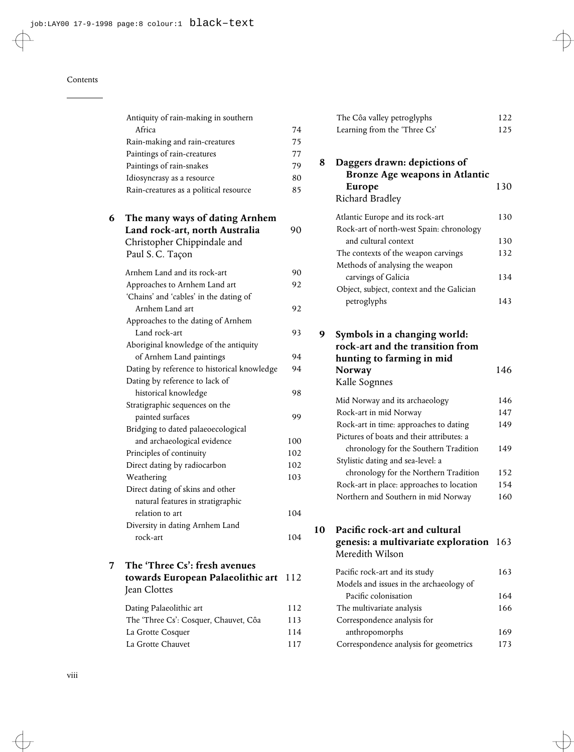Antiquity of rain-making in southern Africa 74
Rain-making and rain-creatures 75
Paintings of rain-creatures 77
Paintings of rain-snakes 79
Idiosyncrasy as a resource 80
Rain-creatures as a political resource 85

**6 The many ways of dating Arnhem Land rock-art, north Australia** 90
Christopher Chippindale and Paul S. C. Taçon

Arnhem Land and its rock-art 90
Approaches to Arnhem Land art 92
'Chains' and 'cables' in the dating of Arnhem Land art 92
Approaches to the dating of Arnhem Land rock-art 93
Aboriginal knowledge of the antiquity of Arnhem Land paintings 94
Dating by reference to historical knowledge 94
Dating by reference to lack of historical knowledge 98
Stratigraphic sequences on the painted surfaces 99
Bridging to dated palaeoecological and archaeological evidence 100
Principles of continuity 102
Direct dating by radiocarbon 102
Weathering 103
Direct dating of skins and other natural features in stratigraphic relation to art 104
Diversity in dating Arnhem Land rock-art 104

**7 The 'Three Cs': fresh avenues towards European Palaeolithic art** 112
Jean Clottes

Dating Palaeolithic art 112
The 'Three Cs': Cosquer, Chauvet, Côa 113
La Grotte Cosquer 114
La Grotte Chauvet 117
The Côa valley petroglyphs 122
Learning from the 'Three Cs' 125

**8 Daggers drawn: depictions of Bronze Age weapons in Atlantic Europe** 130
Richard Bradley

Atlantic Europe and its rock-art 130
Rock-art of north-west Spain: chronology and cultural context 130
The contexts of the weapon carvings 132
Methods of analysing the weapon carvings of Galicia 134
Object, subject, context and the Galician petroglyphs 143

**9 Symbols in a changing world: rock-art and the transition from hunting to farming in mid Norway** 146
Kalle Sognnes

Mid Norway and its archaeology 146
Rock-art in mid Norway 147
Rock-art in time: approaches to dating 149
Pictures of boats and their attributes: a chronology for the Southern Tradition 149
Stylistic dating and sea-level: a chronology for the Northern Tradition 152
Rock-art in place: approaches to location 154
Northern and Southern in mid Norway 160

**10 Pacific rock-art and cultural genesis: a multivariate exploration** 163
Meredith Wilson

Pacific rock-art and its study 163
Models and issues in the archaeology of Pacific colonisation 164
The multivariate analysis 166
Correspondence analysis for anthropomorphs 169
Correspondence analysis for geometrics 173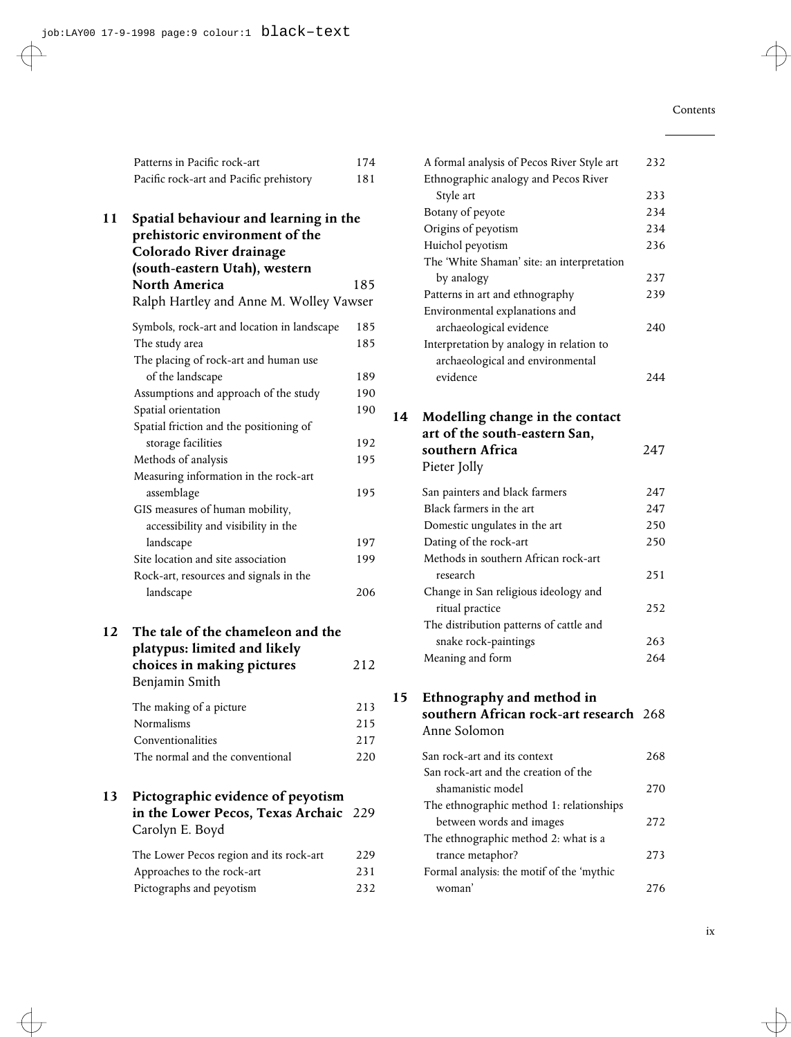Patterns in Pacific rock-art 174
Pacific rock-art and Pacific prehistory 181

**11 Spatial behaviour and learning in the prehistoric environment of the Colorado River drainage (south-eastern Utah), western North America** 185
Ralph Hartley and Anne M. Wolley Vawser

Symbols, rock-art and location in landscape 185
The study area 185
The placing of rock-art and human use of the landscape 189
Assumptions and approach of the study 190
Spatial orientation 190
Spatial friction and the positioning of storage facilities 192
Methods of analysis 195
Measuring information in the rock-art assemblage 195
GIS measures of human mobility, accessibility and visibility in the landscape 197
Site location and site association 199
Rock-art, resources and signals in the landscape 206

**12 The tale of the chameleon and the platypus: limited and likely choices in making pictures** 212
Benjamin Smith

The making of a picture 213
Normalisms 215
Conventionalities 217
The normal and the conventional 220

**13 Pictographic evidence of peyotism in the Lower Pecos, Texas Archaic** 229
Carolyn E. Boyd

The Lower Pecos region and its rock-art 229
Approaches to the rock-art 231
Pictographs and peyotism 232
A formal analysis of Pecos River Style art 232
Ethnographic analogy and Pecos River Style art 233
Botany of peyote 234
Origins of peyotism 234
Huichol peyotism 236
The 'White Shaman' site: an interpretation by analogy 237
Patterns in art and ethnography 239
Environmental explanations and archaeological evidence 240
Interpretation by analogy in relation to archaeological and environmental evidence 244

**14 Modelling change in the contact art of the south-eastern San, southern Africa** 247
Pieter Jolly

San painters and black farmers 247
Black farmers in the art 247
Domestic ungulates in the art 250
Dating of the rock-art 250
Methods in southern African rock-art research 251
Change in San religious ideology and ritual practice 252
The distribution patterns of cattle and snake rock-paintings 263
Meaning and form 264

**15 Ethnography and method in southern African rock-art research** 268
Anne Solomon

San rock-art and its context 268
San rock-art and the creation of the shamanistic model 270
The ethnographic method 1: relationships between words and images 272
The ethnographic method 2: what is a trance metaphor? 273
Formal analysis: the motif of the 'mythic woman' 276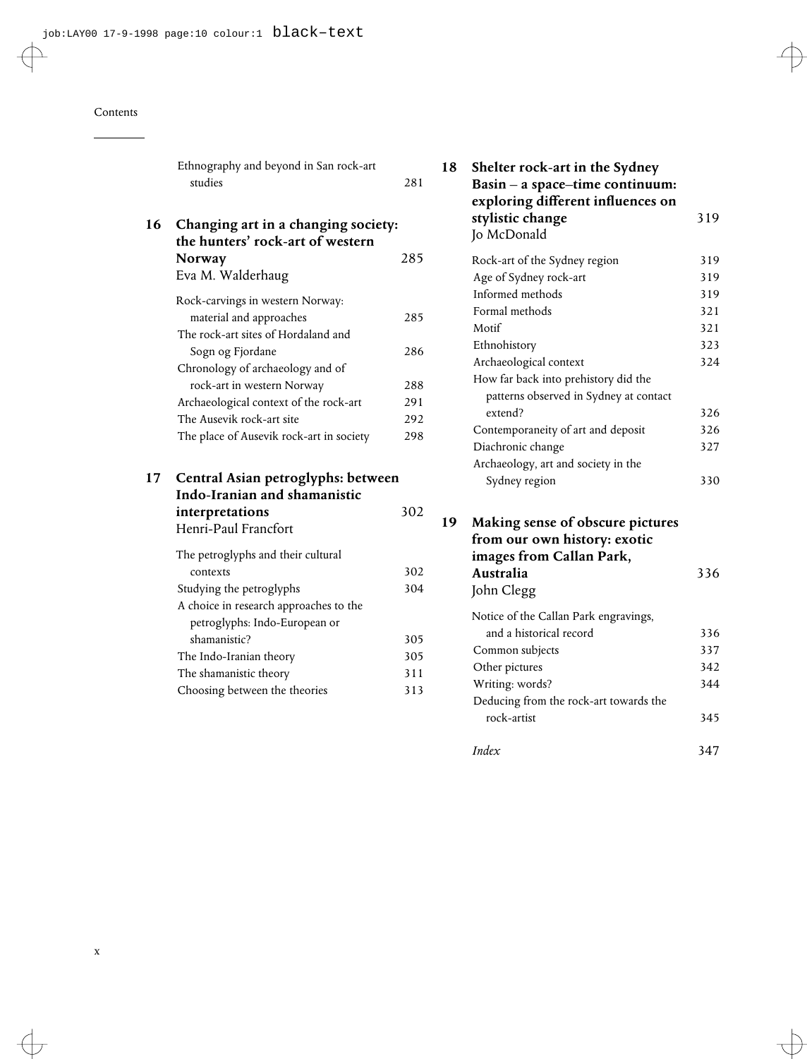Ethnography and beyond in San rock-art studies 281

**16 Changing art in a changing society: the hunters' rock-art of western Norway** 285
Eva M. Walderhaug

- Rock-carvings in western Norway: material and approaches 285
- The rock-art sites of Hordaland and Sogn og Fjordane 286
- Chronology of archaeology and of rock-art in western Norway 288
- Archaeological context of the rock-art 291
- The Ausevik rock-art site 292
- The place of Ausevik rock-art in society 298

**17 Central Asian petroglyphs: between Indo-Iranian and shamanistic interpretations** 302
Henri-Paul Francfort

- The petroglyphs and their cultural contexts 302
- Studying the petroglyphs 304
- A choice in research approaches to the petroglyphs: Indo-European or shamanistic? 305
- The Indo-Iranian theory 305
- The shamanistic theory 311
- Choosing between the theories 313

**18 Shelter rock-art in the Sydney Basin – a space–time continuum: exploring different influences on stylistic change** 319
Jo McDonald

- Rock-art of the Sydney region 319
- Age of Sydney rock-art 319
- Informed methods 319
- Formal methods 321
- Motif 321
- Ethnohistory 323
- Archaeological context 324
- How far back into prehistory did the patterns observed in Sydney at contact extend? 326
- Contemporaneity of art and deposit 326
- Diachronic change 327
- Archaeology, art and society in the Sydney region 330

**19 Making sense of obscure pictures from our own history: exotic images from Callan Park, Australia** 336
John Clegg

- Notice of the Callan Park engravings, and a historical record 336
- Common subjects 337
- Other pictures 342
- Writing: words? 344
- Deducing from the rock-art towards the rock-artist 345

*Index* 347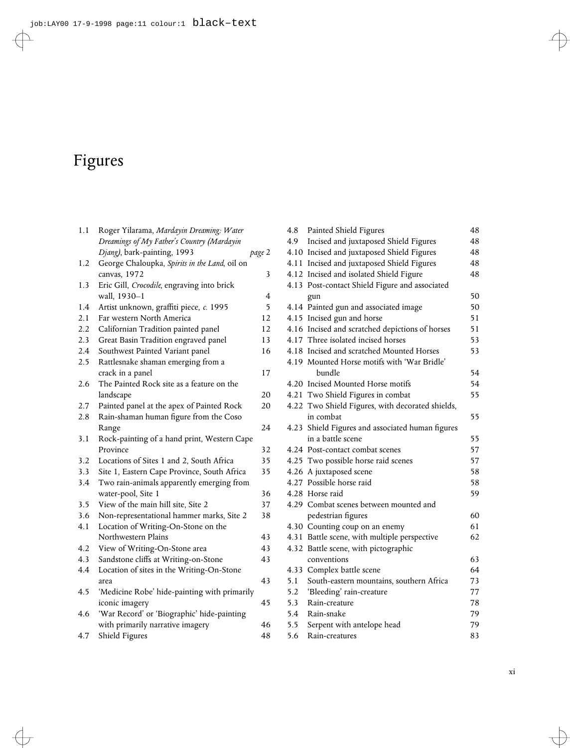# Figures

| | | |
|---|---|---|
| 1.1 | Roger Yilarama, *Mardayin Dreaming: Water Dreamings of My Father's Country (Mardayin Djang)*, bark-painting, 1993 | *page* 2 |
| 1.2 | George Chaloupka, *Spirits in the Land*, oil on canvas, 1972 | 3 |
| 1.3 | Eric Gill, *Crocodile*, engraving into brick wall, 1930–1 | 4 |
| 1.4 | Artist unknown, graffiti piece, *c.* 1995 | 5 |
| 2.1 | Far western North America | 12 |
| 2.2 | Californian Tradition painted panel | 12 |
| 2.3 | Great Basin Tradition engraved panel | 13 |
| 2.4 | Southwest Painted Variant panel | 16 |
| 2.5 | Rattlesnake shaman emerging from a crack in a panel | 17 |
| 2.6 | The Painted Rock site as a feature on the landscape | 20 |
| 2.7 | Painted panel at the apex of Painted Rock | 20 |
| 2.8 | Rain-shaman human figure from the Coso Range | 24 |
| 3.1 | Rock-painting of a hand print, Western Cape Province | 32 |
| 3.2 | Locations of Sites 1 and 2, South Africa | 35 |
| 3.3 | Site 1, Eastern Cape Province, South Africa | 35 |
| 3.4 | Two rain-animals apparently emerging from water-pool, Site 1 | 36 |
| 3.5 | View of the main hill site, Site 2 | 37 |
| 3.6 | Non-representational hammer marks, Site 2 | 38 |
| 4.1 | Location of Writing-On-Stone on the Northwestern Plains | 43 |
| 4.2 | View of Writing-On-Stone area | 43 |
| 4.3 | Sandstone cliffs at Writing-on-Stone | 43 |
| 4.4 | Location of sites in the Writing-On-Stone area | 43 |
| 4.5 | 'Medicine Robe' hide-painting with primarily iconic imagery | 45 |
| 4.6 | 'War Record' or 'Biographic' hide-painting with primarily narrative imagery | 46 |
| 4.7 | Shield Figures | 48 |
| 4.8 | Painted Shield Figures | 48 |
| 4.9 | Incised and juxtaposed Shield Figures | 48 |
| 4.10 | Incised and juxtaposed Shield Figures | 48 |
| 4.11 | Incised and juxtaposed Shield Figures | 48 |
| 4.12 | Incised and isolated Shield Figure | 48 |
| 4.13 | Post-contact Shield Figure and associated gun | 50 |
| 4.14 | Painted gun and associated image | 50 |
| 4.15 | Incised gun and horse | 51 |
| 4.16 | Incised and scratched depictions of horses | 51 |
| 4.17 | Three isolated incised horses | 53 |
| 4.18 | Incised and scratched Mounted Horses | 53 |
| 4.19 | Mounted Horse motifs with 'War Bridle' bundle | 54 |
| 4.20 | Incised Mounted Horse motifs | 54 |
| 4.21 | Two Shield Figures in combat | 55 |
| 4.22 | Two Shield Figures, with decorated shields, in combat | 55 |
| 4.23 | Shield Figures and associated human figures in a battle scene | 55 |
| 4.24 | Post-contact combat scenes | 57 |
| 4.25 | Two possible horse raid scenes | 57 |
| 4.26 | A juxtaposed scene | 58 |
| 4.27 | Possible horse raid | 58 |
| 4.28 | Horse raid | 59 |
| 4.29 | Combat scenes between mounted and pedestrian figures | 60 |
| 4.30 | Counting coup on an enemy | 61 |
| 4.31 | Battle scene, with multiple perspective | 62 |
| 4.32 | Battle scene, with pictographic conventions | 63 |
| 4.33 | Complex battle scene | 64 |
| 5.1 | South-eastern mountains, southern Africa | 73 |
| 5.2 | 'Bleeding' rain-creature | 77 |
| 5.3 | Rain-creature | 78 |
| 5.4 | Rain-snake | 79 |
| 5.5 | Serpent with antelope head | 79 |
| 5.6 | Rain-creatures | 83 |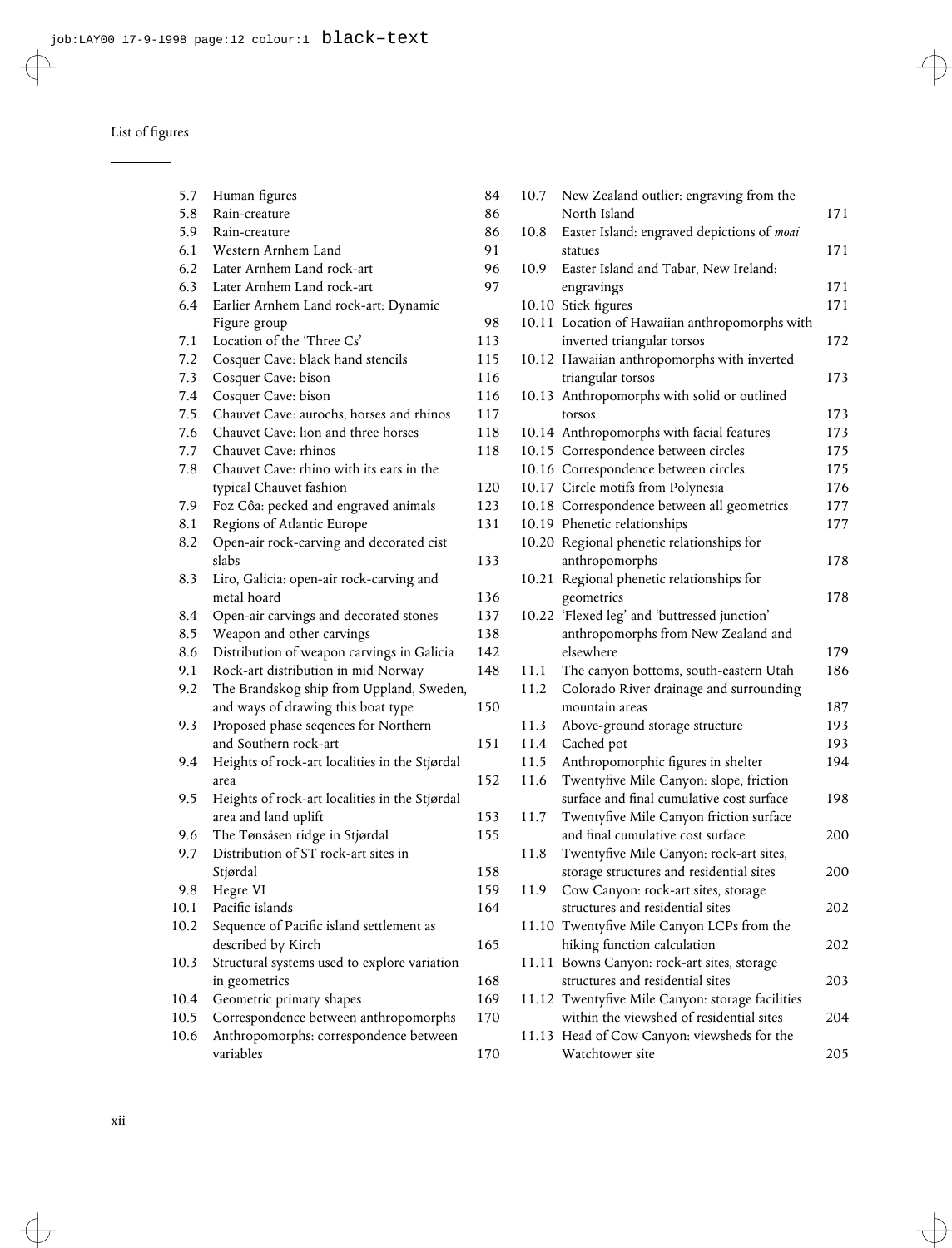List of figures

| | | |
|---|---|---|
| 5.7 | Human figures | 84 |
| 5.8 | Rain-creature | 86 |
| 5.9 | Rain-creature | 86 |
| 6.1 | Western Arnhem Land | 91 |
| 6.2 | Later Arnhem Land rock-art | 96 |
| 6.3 | Later Arnhem Land rock-art | 97 |
| 6.4 | Earlier Arnhem Land rock-art: Dynamic Figure group | 98 |
| 7.1 | Location of the 'Three Cs' | 113 |
| 7.2 | Cosquer Cave: black hand stencils | 115 |
| 7.3 | Cosquer Cave: bison | 116 |
| 7.4 | Cosquer Cave: bison | 116 |
| 7.5 | Chauvet Cave: aurochs, horses and rhinos | 117 |
| 7.6 | Chauvet Cave: lion and three horses | 118 |
| 7.7 | Chauvet Cave: rhinos | 118 |
| 7.8 | Chauvet Cave: rhino with its ears in the typical Chauvet fashion | 120 |
| 7.9 | Foz Côa: pecked and engraved animals | 123 |
| 8.1 | Regions of Atlantic Europe | 131 |
| 8.2 | Open-air rock-carving and decorated cist slabs | 133 |
| 8.3 | Liro, Galicia: open-air rock-carving and metal hoard | 136 |
| 8.4 | Open-air carvings and decorated stones | 137 |
| 8.5 | Weapon and other carvings | 138 |
| 8.6 | Distribution of weapon carvings in Galicia | 142 |
| 9.1 | Rock-art distribution in mid Norway | 148 |
| 9.2 | The Brandskog ship from Uppland, Sweden, and ways of drawing this boat type | 150 |
| 9.3 | Proposed phase seqences for Northern and Southern rock-art | 151 |
| 9.4 | Heights of rock-art localities in the Stjørdal area | 152 |
| 9.5 | Heights of rock-art localities in the Stjørdal area and land uplift | 153 |
| 9.6 | The Tønsåsen ridge in Stjørdal | 155 |
| 9.7 | Distribution of ST rock-art sites in Stjørdal | 158 |
| 9.8 | Hegre VI | 159 |
| 10.1 | Pacific islands | 164 |
| 10.2 | Sequence of Pacific island settlement as described by Kirch | 165 |
| 10.3 | Structural systems used to explore variation in geometrics | 168 |
| 10.4 | Geometric primary shapes | 169 |
| 10.5 | Correspondence between anthropomorphs | 170 |
| 10.6 | Anthropomorphs: correspondence between variables | 170 |
| 10.7 | New Zealand outlier: engraving from the North Island | 171 |
| 10.8 | Easter Island: engraved depictions of *moai* statues | 171 |
| 10.9 | Easter Island and Tabar, New Ireland: engravings | 171 |
| 10.10 | Stick figures | 171 |
| 10.11 | Location of Hawaiian anthropomorphs with inverted triangular torsos | 172 |
| 10.12 | Hawaiian anthropomorphs with inverted triangular torsos | 173 |
| 10.13 | Anthropomorphs with solid or outlined torsos | 173 |
| 10.14 | Anthropomorphs with facial features | 173 |
| 10.15 | Correspondence between circles | 175 |
| 10.16 | Correspondence between circles | 175 |
| 10.17 | Circle motifs from Polynesia | 176 |
| 10.18 | Correspondence between all geometrics | 177 |
| 10.19 | Phenetic relationships | 177 |
| 10.20 | Regional phenetic relationships for anthropomorphs | 178 |
| 10.21 | Regional phenetic relationships for geometrics | 178 |
| 10.22 | 'Flexed leg' and 'buttressed junction' anthropomorphs from New Zealand and elsewhere | 179 |
| 11.1 | The canyon bottoms, south-eastern Utah | 186 |
| 11.2 | Colorado River drainage and surrounding mountain areas | 187 |
| 11.3 | Above-ground storage structure | 193 |
| 11.4 | Cached pot | 193 |
| 11.5 | Anthropomorphic figures in shelter | 194 |
| 11.6 | Twentyfive Mile Canyon: slope, friction surface and final cumulative cost surface | 198 |
| 11.7 | Twentyfive Mile Canyon friction surface and final cumulative cost surface | 200 |
| 11.8 | Twentyfive Mile Canyon: rock-art sites, storage structures and residential sites | 200 |
| 11.9 | Cow Canyon: rock-art sites, storage structures and residential sites | 202 |
| 11.10 | Twentyfive Mile Canyon LCPs from the hiking function calculation | 202 |
| 11.11 | Bowns Canyon: rock-art sites, storage structures and residential sites | 203 |
| 11.12 | Twentyfive Mile Canyon: storage facilities within the viewshed of residential sites | 204 |
| 11.13 | Head of Cow Canyon: viewsheds for the Watchtower site | 205 |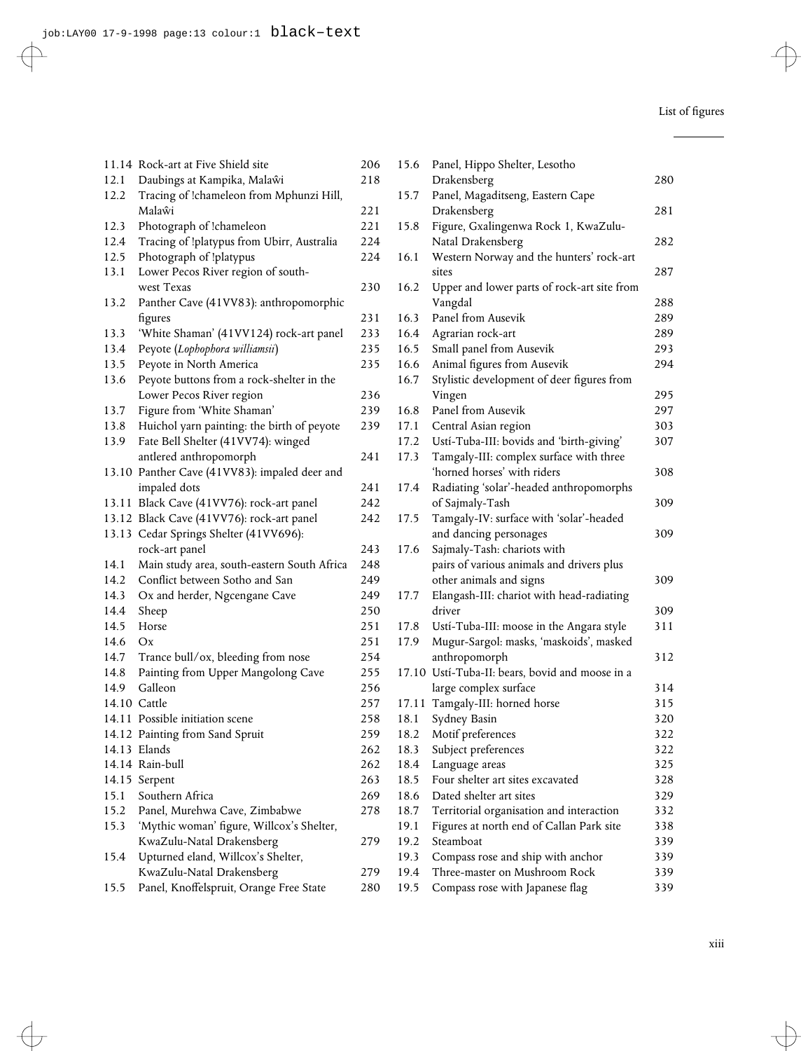| | | |
|---|---|---|
| 11.14 | Rock-art at Five Shield site | 206 |
| 12.1 | Daubings at Kampika, Malaŵi | 218 |
| 12.2 | Tracing of !chameleon from Mphunzi Hill, Malaŵi | 221 |
| 12.3 | Photograph of !chameleon | 221 |
| 12.4 | Tracing of !platypus from Ubirr, Australia | 224 |
| 12.5 | Photograph of !platypus | 224 |
| 13.1 | Lower Pecos River region of south-west Texas | 230 |
| 13.2 | Panther Cave (41VV83): anthropomorphic figures | 231 |
| 13.3 | 'White Shaman' (41VV124) rock-art panel | 233 |
| 13.4 | Peyote (*Lophophora williamsii*) | 235 |
| 13.5 | Peyote in North America | 235 |
| 13.6 | Peyote buttons from a rock-shelter in the Lower Pecos River region | 236 |
| 13.7 | Figure from 'White Shaman' | 239 |
| 13.8 | Huichol yarn painting: the birth of peyote | 239 |
| 13.9 | Fate Bell Shelter (41VV74): winged antlered anthropomorph | 241 |
| 13.10 | Panther Cave (41VV83): impaled deer and impaled dots | 241 |
| 13.11 | Black Cave (41VV76): rock-art panel | 242 |
| 13.12 | Black Cave (41VV76): rock-art panel | 242 |
| 13.13 | Cedar Springs Shelter (41VV696): rock-art panel | 243 |
| 14.1 | Main study area, south-eastern South Africa | 248 |
| 14.2 | Conflict between Sotho and San | 249 |
| 14.3 | Ox and herder, Ngcengane Cave | 249 |
| 14.4 | Sheep | 250 |
| 14.5 | Horse | 251 |
| 14.6 | Ox | 251 |
| 14.7 | Trance bull/ox, bleeding from nose | 254 |
| 14.8 | Painting from Upper Mangolong Cave | 255 |
| 14.9 | Galleon | 256 |
| 14.10 | Cattle | 257 |
| 14.11 | Possible initiation scene | 258 |
| 14.12 | Painting from Sand Spruit | 259 |
| 14.13 | Elands | 262 |
| 14.14 | Rain-bull | 262 |
| 14.15 | Serpent | 263 |
| 15.1 | Southern Africa | 269 |
| 15.2 | Panel, Murehwa Cave, Zimbabwe | 278 |
| 15.3 | 'Mythic woman' figure, Willcox's Shelter, KwaZulu-Natal Drakensberg | 279 |
| 15.4 | Upturned eland, Willcox's Shelter, KwaZulu-Natal Drakensberg | 279 |
| 15.5 | Panel, Knoffelspruit, Orange Free State | 280 |
| 15.6 | Panel, Hippo Shelter, Lesotho Drakensberg | 280 |
| 15.7 | Panel, Magaditseng, Eastern Cape Drakensberg | 281 |
| 15.8 | Figure, Gxalingenwa Rock 1, KwaZulu-Natal Drakensberg | 282 |
| 16.1 | Western Norway and the hunters' rock-art sites | 287 |
| 16.2 | Upper and lower parts of rock-art site from Vangdal | 288 |
| 16.3 | Panel from Ausevik | 289 |
| 16.4 | Agrarian rock-art | 289 |
| 16.5 | Small panel from Ausevik | 293 |
| 16.6 | Animal figures from Ausevik | 294 |
| 16.7 | Stylistic development of deer figures from Vingen | 295 |
| 16.8 | Panel from Ausevik | 297 |
| 17.1 | Central Asian region | 303 |
| 17.2 | Ustí-Tuba-III: bovids and 'birth-giving' | 307 |
| 17.3 | Tamgaly-III: complex surface with three 'horned horses' with riders | 308 |
| 17.4 | Radiating 'solar'-headed anthropomorphs of Sajmaly-Tash | 309 |
| 17.5 | Tamgaly-IV: surface with 'solar'-headed and dancing personages | 309 |
| 17.6 | Sajmaly-Tash: chariots with pairs of various animals and drivers plus other animals and signs | 309 |
| 17.7 | Elangash-III: chariot with head-radiating driver | 309 |
| 17.8 | Ustí-Tuba-III: moose in the Angara style | 311 |
| 17.9 | Mugur-Sargol: masks, 'maskoids', masked anthropomorph | 312 |
| 17.10 | Ustí-Tuba-II: bears, bovid and moose in a large complex surface | 314 |
| 17.11 | Tamgaly-III: horned horse | 315 |
| 18.1 | Sydney Basin | 320 |
| 18.2 | Motif preferences | 322 |
| 18.3 | Subject preferences | 322 |
| 18.4 | Language areas | 325 |
| 18.5 | Four shelter art sites excavated | 328 |
| 18.6 | Dated shelter art sites | 329 |
| 18.7 | Territorial organisation and interaction | 332 |
| 19.1 | Figures at north end of Callan Park site | 338 |
| 19.2 | Steamboat | 339 |
| 19.3 | Compass rose and ship with anchor | 339 |
| 19.4 | Three-master on Mushroom Rock | 339 |
| 19.5 | Compass rose with Japanese flag | 339 |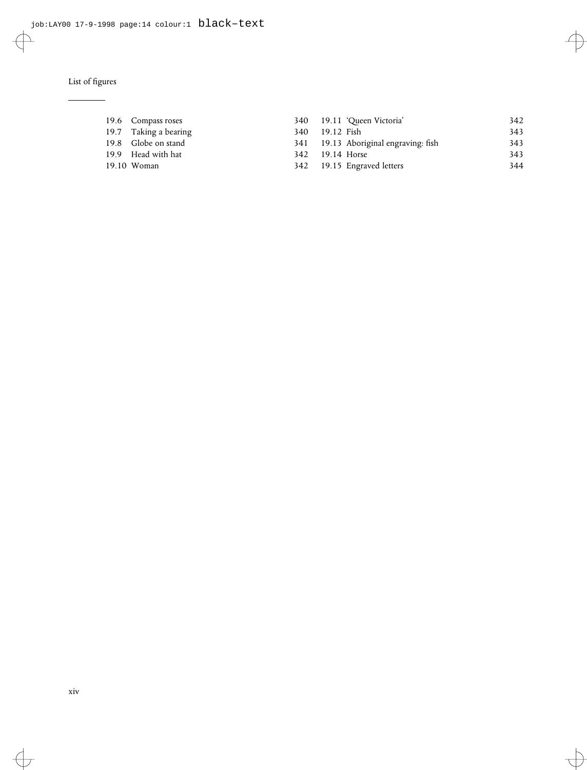List of figures

| | | |
|---|---|---|
| 19.6 | Compass roses | 340 |
| 19.7 | Taking a bearing | 340 |
| 19.8 | Globe on stand | 341 |
| 19.9 | Head with hat | 342 |
| 19.10 | Woman | 342 |
| 19.11 | 'Queen Victoria' | 342 |
| 19.12 | Fish | 343 |
| 19.13 | Aboriginal engraving: fish | 343 |
| 19.14 | Horse | 343 |
| 19.15 | Engraved letters | 344 |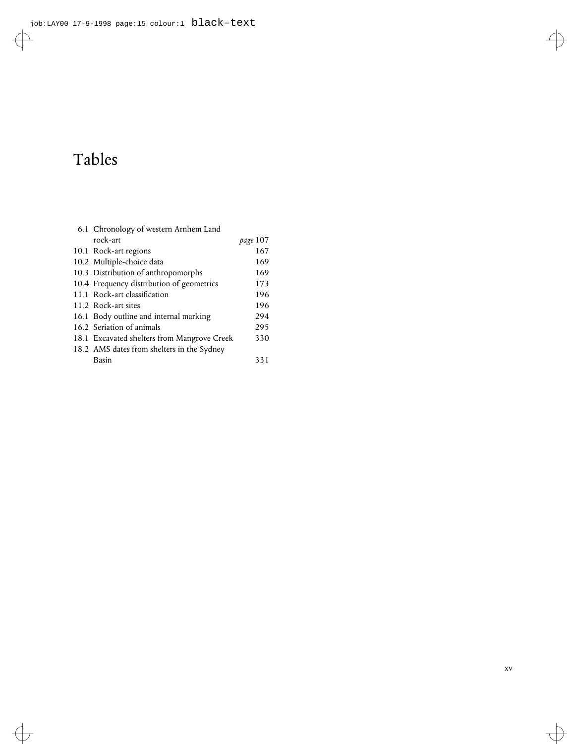# Tables

6.1 Chronology of western Arnhem Land rock-art — *page* 107
10.1 Rock-art regions — 167
10.2 Multiple-choice data — 169
10.3 Distribution of anthropomorphs — 169
10.4 Frequency distribution of geometrics — 173
11.1 Rock-art classification — 196
11.2 Rock-art sites — 196
16.1 Body outline and internal marking — 294
16.2 Seriation of animals — 295
18.1 Excavated shelters from Mangrove Creek — 330
18.2 AMS dates from shelters in the Sydney Basin — 331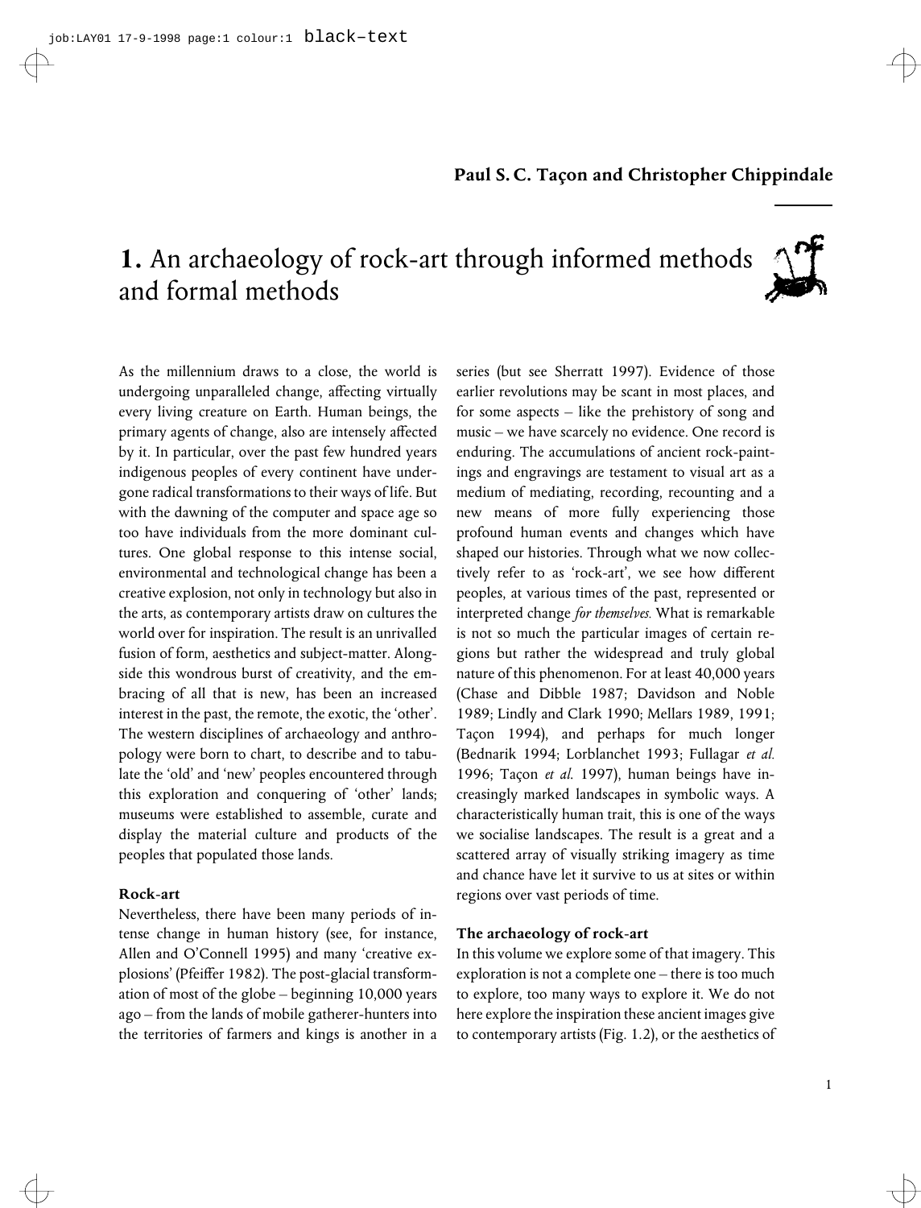**Paul S. C. Taçon and Christopher Chippindale**

# 1. An archaeology of rock-art through informed methods and formal methods

As the millennium draws to a close, the world is undergoing unparalleled change, affecting virtually every living creature on Earth. Human beings, the primary agents of change, also are intensely affected by it. In particular, over the past few hundred years indigenous peoples of every continent have undergone radical transformations to their ways of life. But with the dawning of the computer and space age so too have individuals from the more dominant cultures. One global response to this intense social, environmental and technological change has been a creative explosion, not only in technology but also in the arts, as contemporary artists draw on cultures the world over for inspiration. The result is an unrivalled fusion of form, aesthetics and subject-matter. Alongside this wondrous burst of creativity, and the embracing of all that is new, has been an increased interest in the past, the remote, the exotic, the 'other'. The western disciplines of archaeology and anthropology were born to chart, to describe and to tabulate the 'old' and 'new' peoples encountered through this exploration and conquering of 'other' lands; museums were established to assemble, curate and display the material culture and products of the peoples that populated those lands.

### Rock-art

Nevertheless, there have been many periods of intense change in human history (see, for instance, Allen and O'Connell 1995) and many 'creative explosions' (Pfeiffer 1982). The post-glacial transformation of most of the globe – beginning 10,000 years ago – from the lands of mobile gatherer-hunters into the territories of farmers and kings is another in a series (but see Sherratt 1997). Evidence of those earlier revolutions may be scant in most places, and for some aspects – like the prehistory of song and music – we have scarcely no evidence. One record is enduring. The accumulations of ancient rock-paintings and engravings are testament to visual art as a medium of mediating, recording, recounting and a new means of more fully experiencing those profound human events and changes which have shaped our histories. Through what we now collectively refer to as 'rock-art', we see how different peoples, at various times of the past, represented or interpreted change *for themselves.* What is remarkable is not so much the particular images of certain regions but rather the widespread and truly global nature of this phenomenon. For at least 40,000 years (Chase and Dibble 1987; Davidson and Noble 1989; Lindly and Clark 1990; Mellars 1989, 1991; Taçon 1994), and perhaps for much longer (Bednarik 1994; Lorblanchet 1993; Fullagar *et al.* 1996; Taçon *et al.* 1997), human beings have increasingly marked landscapes in symbolic ways. A characteristically human trait, this is one of the ways we socialise landscapes. The result is a great and a scattered array of visually striking imagery as time and chance have let it survive to us at sites or within regions over vast periods of time.

### The archaeology of rock-art

In this volume we explore some of that imagery. This exploration is not a complete one – there is too much to explore, too many ways to explore it. We do not here explore the inspiration these ancient images give to contemporary artists (Fig. 1.2), or the aesthetics of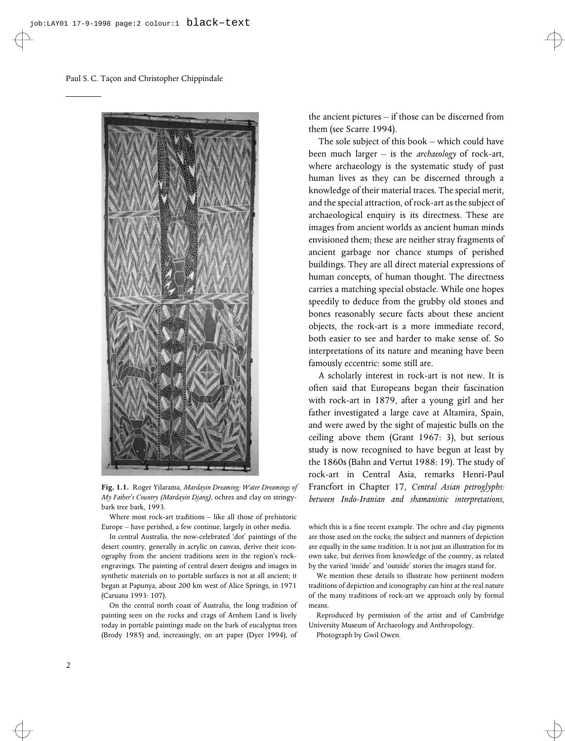Fig. 1.1. Roger Yilarama, *Mardayin Dreaming: Water Dreamings of My Father's Country (Mardayin Djang)*, ochres and clay on stringy-bark tree bark, 1993.

Where most rock-art traditions – like all those of prehistoric Europe – have perished, a few continue, largely in other media.

In central Australia, the now-celebrated 'dot' paintings of the desert country, generally in acrylic on canvas, derive their iconography from the ancient traditions seen in the region's rock-engravings. The painting of central desert designs and images in synthetic materials on to portable surfaces is not at all ancient; it began at Papunya, about 200 km west of Alice Springs, in 1971 (Caruana 1993: 107).

On the central north coast of Australia, the long tradition of painting seen on the rocks and crags of Arnhem Land is lively today in portable paintings made on the bark of eucalyptus trees (Brody 1985) and, increasingly, on art paper (Dyer 1994), of which this is a fine recent example. The ochre and clay pigments are those used on the rocks; the subject and manners of depiction are equally in the same tradition. It is not just an illustration for its own sake, but derives from knowledge of the country, as related by the varied 'inside' and 'outside' stories the images stand for.

We mention these details to illustrate how pertinent modern traditions of depiction and iconography can hint at the real nature of the many traditions of rock-art we approach only by formal means.

Reproduced by permission of the artist and of Cambridge University Museum of Archaeology and Anthropology.

Photograph by Gwil Owen.

the ancient pictures – if those can be discerned from them (see Scarre 1994).

The sole subject of this book – which could have been much larger – is the *archaeology* of rock-art, where archaeology is the systematic study of past human lives as they can be discerned through a knowledge of their material traces. The special merit, and the special attraction, of rock-art as the subject of archaeological enquiry is its directness. These are images from ancient worlds as ancient human minds envisioned them; these are neither stray fragments of ancient garbage nor chance stumps of perished buildings. They are all direct material expressions of human concepts, of human thought. The directness carries a matching special obstacle. While one hopes speedily to deduce from the grubby old stones and bones reasonably secure facts about these ancient objects, the rock-art is a more immediate record, both easier to see and harder to make sense of. So interpretations of its nature and meaning have been famously eccentric: some still are.

A scholarly interest in rock-art is not new. It is often said that Europeans began their fascination with rock-art in 1879, after a young girl and her father investigated a large cave at Altamira, Spain, and were awed by the sight of majestic bulls on the ceiling above them (Grant 1967: 3), but serious study is now recognised to have begun at least by the 1860s (Bahn and Vertut 1988: 19). The study of rock-art in Central Asia, remarks Henri-Paul Francfort in Chapter 17, *Central Asian petroglyphs: between Indo-Iranian and shamanistic interpretations*,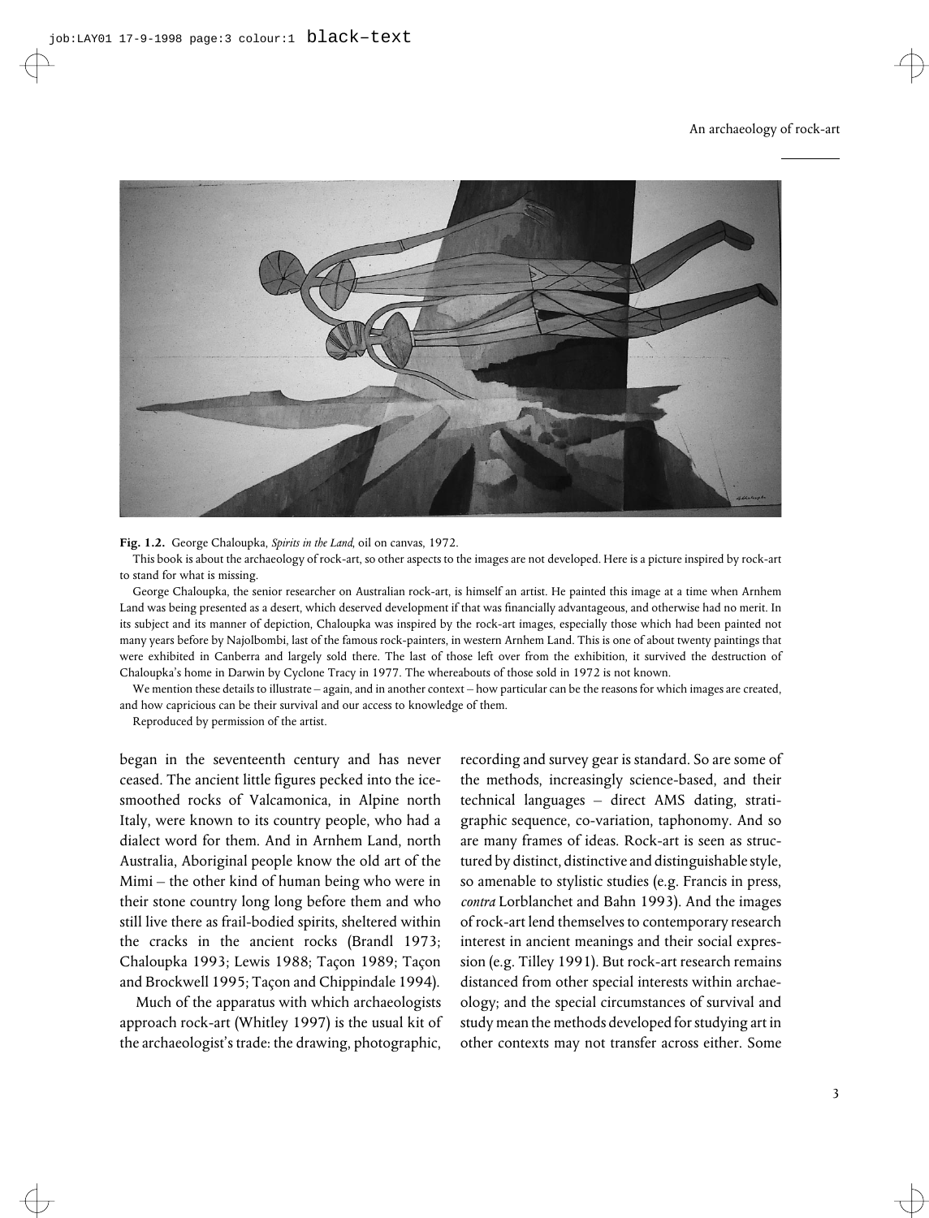**Fig. 1.2.** George Chaloupka, *Spirits in the Land*, oil on canvas, 1972.

This book is about the archaeology of rock-art, so other aspects to the images are not developed. Here is a picture inspired by rock-art to stand for what is missing.

George Chaloupka, the senior researcher on Australian rock-art, is himself an artist. He painted this image at a time when Arnhem Land was being presented as a desert, which deserved development if that was financially advantageous, and otherwise had no merit. In its subject and its manner of depiction, Chaloupka was inspired by the rock-art images, especially those which had been painted not many years before by Najolbombi, last of the famous rock-painters, in western Arnhem Land. This is one of about twenty paintings that were exhibited in Canberra and largely sold there. The last of those left over from the exhibition, it survived the destruction of Chaloupka's home in Darwin by Cyclone Tracy in 1977. The whereabouts of those sold in 1972 is not known.

We mention these details to illustrate – again, and in another context – how particular can be the reasons for which images are created, and how capricious can be their survival and our access to knowledge of them.

Reproduced by permission of the artist.

began in the seventeenth century and has never ceased. The ancient little figures pecked into the ice-smoothed rocks of Valcamonica, in Alpine north Italy, were known to its country people, who had a dialect word for them. And in Arnhem Land, north Australia, Aboriginal people know the old art of the Mimi – the other kind of human being who were in their stone country long long before them and who still live there as frail-bodied spirits, sheltered within the cracks in the ancient rocks (Brandl 1973; Chaloupka 1993; Lewis 1988; Taçon 1989; Taçon and Brockwell 1995; Taçon and Chippindale 1994).

Much of the apparatus with which archaeologists approach rock-art (Whitley 1997) is the usual kit of the archaeologist's trade: the drawing, photographic, recording and survey gear is standard. So are some of the methods, increasingly science-based, and their technical languages – direct AMS dating, stratigraphic sequence, co-variation, taphonomy. And so are many frames of ideas. Rock-art is seen as structured by distinct, distinctive and distinguishable style, so amenable to stylistic studies (e.g. Francis in press, *contra* Lorblanchet and Bahn 1993). And the images of rock-art lend themselves to contemporary research interest in ancient meanings and their social expression (e.g. Tilley 1991). But rock-art research remains distanced from other special interests within archaeology; and the special circumstances of survival and study mean the methods developed for studying art in other contexts may not transfer across either. Some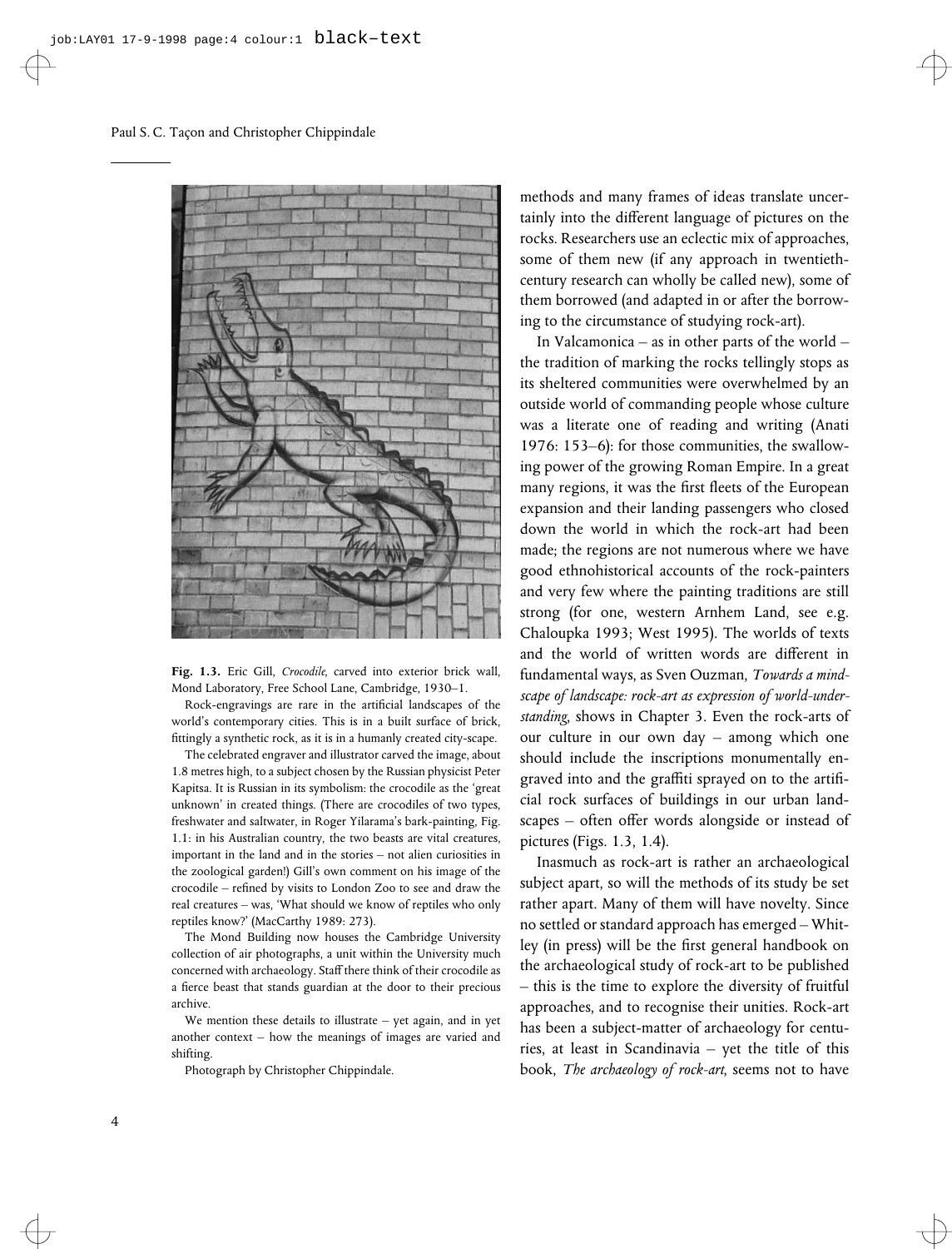**Fig. 1.3.** Eric Gill, *Crocodile*, carved into exterior brick wall, Mond Laboratory, Free School Lane, Cambridge, 1930–1.

Rock-engravings are rare in the artificial landscapes of the world's contemporary cities. This is in a built surface of brick, fittingly a synthetic rock, as it is in a humanly created city-scape.

The celebrated engraver and illustrator carved the image, about 1.8 metres high, to a subject chosen by the Russian physicist Peter Kapitsa. It is Russian in its symbolism: the crocodile as the 'great unknown' in created things. (There are crocodiles of two types, freshwater and saltwater, in Roger Yilarama's bark-painting, Fig. 1.1: in his Australian country, the two beasts are vital creatures, important in the land and in the stories – not alien curiosities in the zoological garden!) Gill's own comment on his image of the crocodile – refined by visits to London Zoo to see and draw the real creatures – was, 'What should we know of reptiles who only reptiles know?' (MacCarthy 1989: 273).

The Mond Building now houses the Cambridge University collection of air photographs, a unit within the University much concerned with archaeology. Staff there think of their crocodile as a fierce beast that stands guardian at the door to their precious archive.

We mention these details to illustrate – yet again, and in yet another context – how the meanings of images are varied and shifting.

Photograph by Christopher Chippindale.

methods and many frames of ideas translate uncertainly into the different language of pictures on the rocks. Researchers use an eclectic mix of approaches, some of them new (if any approach in twentieth-century research can wholly be called new), some of them borrowed (and adapted in or after the borrowing to the circumstance of studying rock-art).

In Valcamonica – as in other parts of the world – the tradition of marking the rocks tellingly stops as its sheltered communities were overwhelmed by an outside world of commanding people whose culture was a literate one of reading and writing (Anati 1976: 153–6): for those communities, the swallowing power of the growing Roman Empire. In a great many regions, it was the first fleets of the European expansion and their landing passengers who closed down the world in which the rock-art had been made; the regions are not numerous where we have good ethnohistorical accounts of the rock-painters and very few where the painting traditions are still strong (for one, western Arnhem Land, see e.g. Chaloupka 1993; West 1995). The worlds of texts and the world of written words are different in fundamental ways, as Sven Ouzman, *Towards a mindscape of landscape: rock-art as expression of world-understanding*, shows in Chapter 3. Even the rock-arts of our culture in our own day – among which one should include the inscriptions monumentally engraved into and the graffiti sprayed on to the artificial rock surfaces of buildings in our urban landscapes – often offer words alongside or instead of pictures (Figs. 1.3, 1.4).

Inasmuch as rock-art is rather an archaeological subject apart, so will the methods of its study be set rather apart. Many of them will have novelty. Since no settled or standard approach has emerged – Whitley (in press) will be the first general handbook on the archaeological study of rock-art to be published – this is the time to explore the diversity of fruitful approaches, and to recognise their unities. Rock-art has been a subject-matter of archaeology for centuries, at least in Scandinavia – yet the title of this book, *The archaeology of rock-art*, seems not to have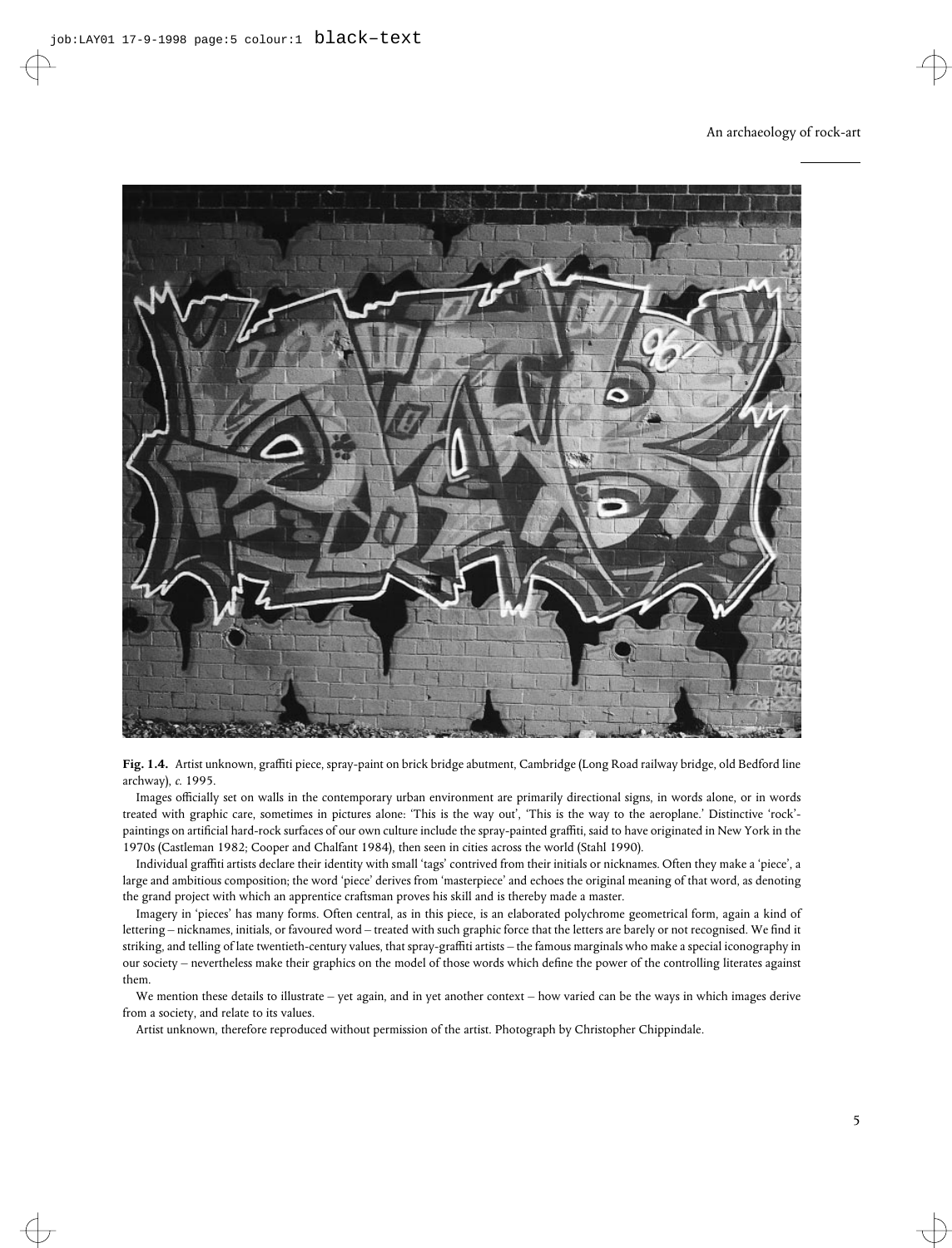**Fig. 1.4.** Artist unknown, graffiti piece, spray-paint on brick bridge abutment, Cambridge (Long Road railway bridge, old Bedford line archway), *c.* 1995.

Images officially set on walls in the contemporary urban environment are primarily directional signs, in words alone, or in words treated with graphic care, sometimes in pictures alone: 'This is the way out', 'This is the way to the aeroplane.' Distinctive 'rock'-paintings on artificial hard-rock surfaces of our own culture include the spray-painted graffiti, said to have originated in New York in the 1970s (Castleman 1982; Cooper and Chalfant 1984), then seen in cities across the world (Stahl 1990).

Individual graffiti artists declare their identity with small 'tags' contrived from their initials or nicknames. Often they make a 'piece', a large and ambitious composition; the word 'piece' derives from 'masterpiece' and echoes the original meaning of that word, as denoting the grand project with which an apprentice craftsman proves his skill and is thereby made a master.

Imagery in 'pieces' has many forms. Often central, as in this piece, is an elaborated polychrome geometrical form, again a kind of lettering – nicknames, initials, or favoured word – treated with such graphic force that the letters are barely or not recognised. We find it striking, and telling of late twentieth-century values, that spray-graffiti artists – the famous marginals who make a special iconography in our society – nevertheless make their graphics on the model of those words which define the power of the controlling literates against them.

We mention these details to illustrate – yet again, and in yet another context – how varied can be the ways in which images derive from a society, and relate to its values.

Artist unknown, therefore reproduced without permission of the artist. Photograph by Christopher Chippindale.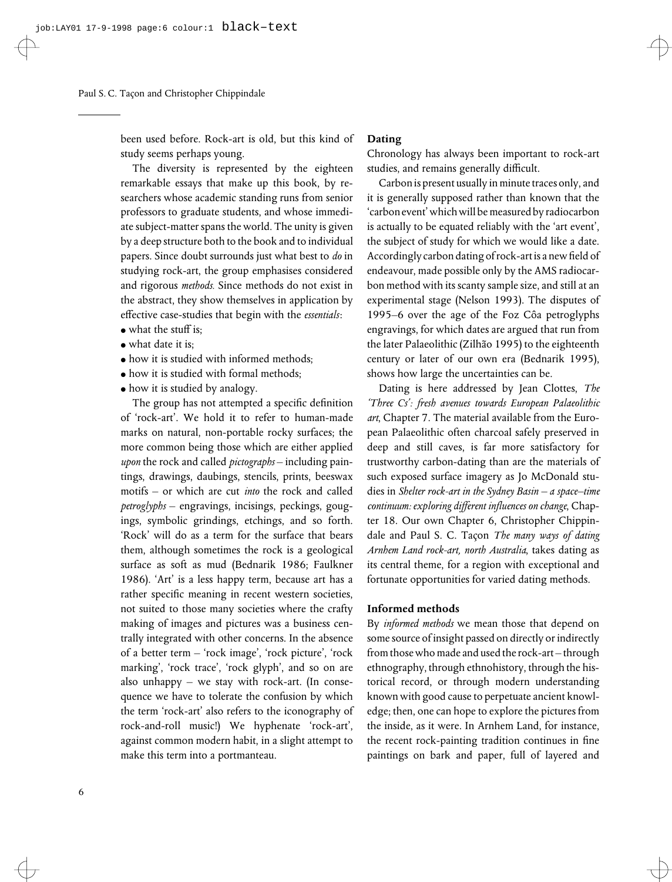been used before. Rock-art is old, but this kind of study seems perhaps young.

The diversity is represented by the eighteen remarkable essays that make up this book, by researchers whose academic standing runs from senior professors to graduate students, and whose immediate subject-matter spans the world. The unity is given by a deep structure both to the book and to individual papers. Since doubt surrounds just what best to *do* in studying rock-art, the group emphasises considered and rigorous *methods.* Since methods do not exist in the abstract, they show themselves in application by effective case-studies that begin with the *essentials*:

- what the stuff is;
- what date it is;
- how it is studied with informed methods;
- how it is studied with formal methods;
- how it is studied by analogy.

The group has not attempted a specific definition of 'rock-art'. We hold it to refer to human-made marks on natural, non-portable rocky surfaces; the more common being those which are either applied *upon* the rock and called *pictographs* – including paintings, drawings, daubings, stencils, prints, beeswax motifs – or which are cut *into* the rock and called *petroglyphs* – engravings, incisings, peckings, gougings, symbolic grindings, etchings, and so forth. 'Rock' will do as a term for the surface that bears them, although sometimes the rock is a geological surface as soft as mud (Bednarik 1986; Faulkner 1986). 'Art' is a less happy term, because art has a rather specific meaning in recent western societies, not suited to those many societies where the crafty making of images and pictures was a business centrally integrated with other concerns. In the absence of a better term – 'rock image', 'rock picture', 'rock marking', 'rock trace', 'rock glyph', and so on are also unhappy – we stay with rock-art. (In consequence we have to tolerate the confusion by which the term 'rock-art' also refers to the iconography of rock-and-roll music!) We hyphenate 'rock-art', against common modern habit, in a slight attempt to make this term into a portmanteau.

### Dating

Chronology has always been important to rock-art studies, and remains generally difficult.

Carbon is present usually in minute traces only, and it is generally supposed rather than known that the 'carbon event' which will be measured by radiocarbon is actually to be equated reliably with the 'art event', the subject of study for which we would like a date. Accordingly carbon dating of rock-art is a new field of endeavour, made possible only by the AMS radiocarbon method with its scanty sample size, and still at an experimental stage (Nelson 1993). The disputes of 1995–6 over the age of the Foz Côa petroglyphs engravings, for which dates are argued that run from the later Palaeolithic (Zilhão 1995) to the eighteenth century or later of our own era (Bednarik 1995), shows how large the uncertainties can be.

Dating is here addressed by Jean Clottes, *The 'Three Cs': fresh avenues towards European Palaeolithic art*, Chapter 7. The material available from the European Palaeolithic often charcoal safely preserved in deep and still caves, is far more satisfactory for trustworthy carbon-dating than are the materials of such exposed surface imagery as Jo McDonald studies in *Shelter rock-art in the Sydney Basin – a space–time continuum: exploring different influences on change*, Chapter 18. Our own Chapter 6, Christopher Chippindale and Paul S. C. Taçon *The many ways of dating Arnhem Land rock-art, north Australia*, takes dating as its central theme, for a region with exceptional and fortunate opportunities for varied dating methods.

### Informed methods

By *informed methods* we mean those that depend on some source of insight passed on directly or indirectly from those who made and used the rock-art – through ethnography, through ethnohistory, through the historical record, or through modern understanding known with good cause to perpetuate ancient knowledge; then, one can hope to explore the pictures from the inside, as it were. In Arnhem Land, for instance, the recent rock-painting tradition continues in fine paintings on bark and paper, full of layered and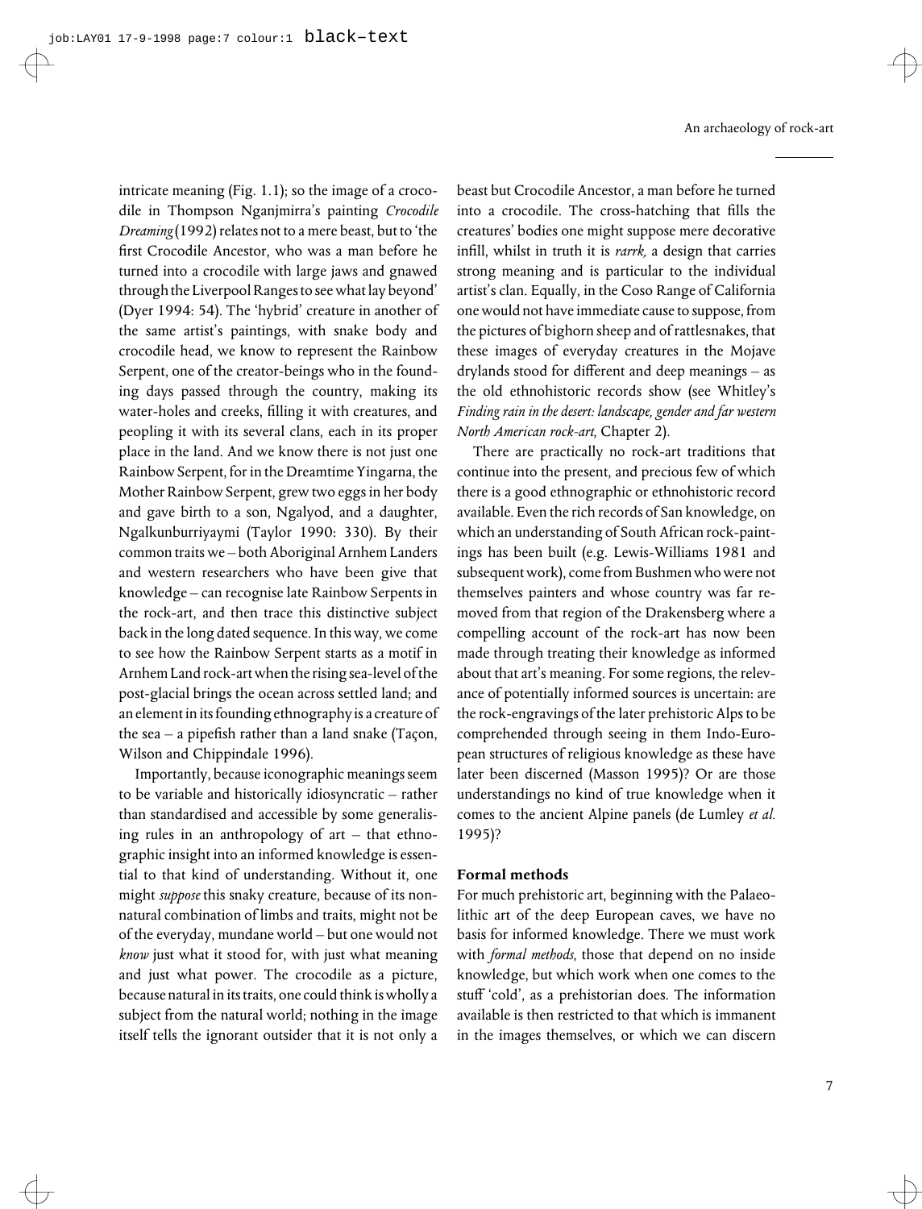intricate meaning (Fig. 1.1); so the image of a crocodile in Thompson Nganjmirra's painting *Crocodile Dreaming* (1992) relates not to a mere beast, but to 'the first Crocodile Ancestor, who was a man before he turned into a crocodile with large jaws and gnawed through the Liverpool Ranges to see what lay beyond' (Dyer 1994: 54). The 'hybrid' creature in another of the same artist's paintings, with snake body and crocodile head, we know to represent the Rainbow Serpent, one of the creator-beings who in the founding days passed through the country, making its water-holes and creeks, filling it with creatures, and peopling it with its several clans, each in its proper place in the land. And we know there is not just one Rainbow Serpent, for in the Dreamtime Yingarna, the Mother Rainbow Serpent, grew two eggs in her body and gave birth to a son, Ngalyod, and a daughter, Ngalkunburriyaymi (Taylor 1990: 330). By their common traits we – both Aboriginal Arnhem Landers and western researchers who have been give that knowledge – can recognise late Rainbow Serpents in the rock-art, and then trace this distinctive subject back in the long dated sequence. In this way, we come to see how the Rainbow Serpent starts as a motif in Arnhem Land rock-art when the rising sea-level of the post-glacial brings the ocean across settled land; and an element in its founding ethnography is a creature of the sea – a pipefish rather than a land snake (Taçon, Wilson and Chippindale 1996).

Importantly, because iconographic meanings seem to be variable and historically idiosyncratic – rather than standardised and accessible by some generalising rules in an anthropology of art – that ethnographic insight into an informed knowledge is essential to that kind of understanding. Without it, one might *suppose* this snaky creature, because of its non-natural combination of limbs and traits, might not be of the everyday, mundane world – but one would not *know* just what it stood for, with just what meaning and just what power. The crocodile as a picture, because natural in its traits, one could think is wholly a subject from the natural world; nothing in the image itself tells the ignorant outsider that it is not only a beast but Crocodile Ancestor, a man before he turned into a crocodile. The cross-hatching that fills the creatures' bodies one might suppose mere decorative infill, whilst in truth it is *rarrk,* a design that carries strong meaning and is particular to the individual artist's clan. Equally, in the Coso Range of California one would not have immediate cause to suppose, from the pictures of bighorn sheep and of rattlesnakes, that these images of everyday creatures in the Mojave drylands stood for different and deep meanings – as the old ethnohistoric records show (see Whitley's *Finding rain in the desert: landscape, gender and far western North American rock-art*, Chapter 2).

There are practically no rock-art traditions that continue into the present, and precious few of which there is a good ethnographic or ethnohistoric record available. Even the rich records of San knowledge, on which an understanding of South African rock-paintings has been built (e.g. Lewis-Williams 1981 and subsequent work), come from Bushmen who were not themselves painters and whose country was far removed from that region of the Drakensberg where a compelling account of the rock-art has now been made through treating their knowledge as informed about that art's meaning. For some regions, the relevance of potentially informed sources is uncertain: are the rock-engravings of the later prehistoric Alps to be comprehended through seeing in them Indo-European structures of religious knowledge as these have later been discerned (Masson 1995)? Or are those understandings no kind of true knowledge when it comes to the ancient Alpine panels (de Lumley *et al.* 1995)?

### Formal methods

For much prehistoric art, beginning with the Palaeolithic art of the deep European caves, we have no basis for informed knowledge. There we must work with *formal methods,* those that depend on no inside knowledge, but which work when one comes to the stuff 'cold', as a prehistorian does. The information available is then restricted to that which is immanent in the images themselves, or which we can discern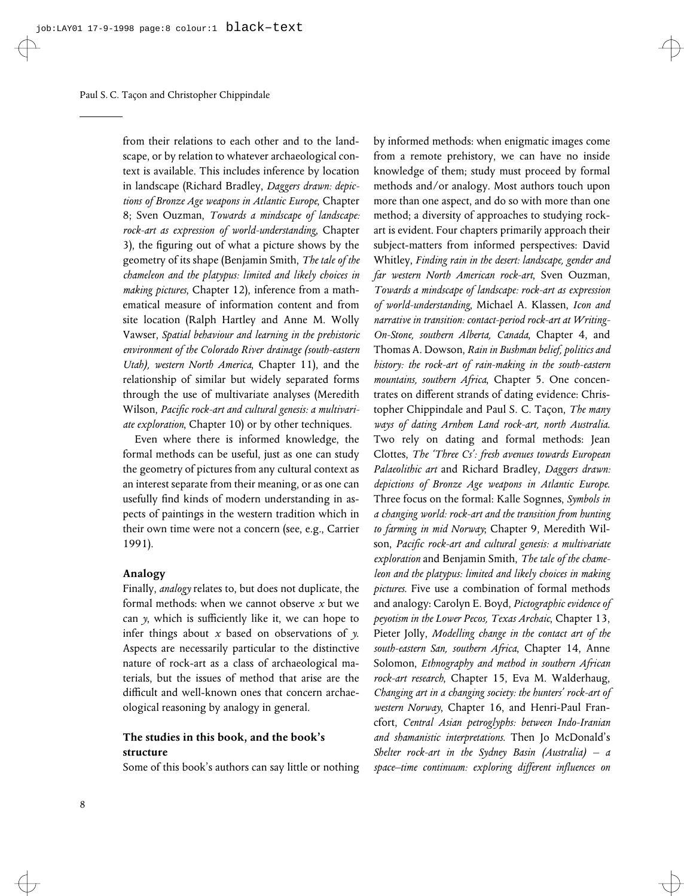from their relations to each other and to the landscape, or by relation to whatever archaeological context is available. This includes inference by location in landscape (Richard Bradley, *Daggers drawn: depictions of Bronze Age weapons in Atlantic Europe*, Chapter 8; Sven Ouzman, *Towards a mindscape of landscape: rock-art as expression of world-understanding*, Chapter 3), the figuring out of what a picture shows by the geometry of its shape (Benjamin Smith, *The tale of the chameleon and the platypus: limited and likely choices in making pictures*, Chapter 12), inference from a mathematical measure of information content and from site location (Ralph Hartley and Anne M. Wolly Vawser, *Spatial behaviour and learning in the prehistoric environment of the Colorado River drainage (south-eastern Utah), western North America*, Chapter 11), and the relationship of similar but widely separated forms through the use of multivariate analyses (Meredith Wilson, *Pacific rock-art and cultural genesis: a multivariate exploration*, Chapter 10) or by other techniques.

Even where there is informed knowledge, the formal methods can be useful, just as one can study the geometry of pictures from any cultural context as an interest separate from their meaning, or as one can usefully find kinds of modern understanding in aspects of paintings in the western tradition which in their own time were not a concern (see, e.g., Carrier 1991).

### Analogy

Finally, *analogy* relates to, but does not duplicate, the formal methods: when we cannot observe $x$ but we can $y$, which is sufficiently like it, we can hope to infer things about $x$ based on observations of $y$. Aspects are necessarily particular to the distinctive nature of rock-art as a class of archaeological materials, but the issues of method that arise are the difficult and well-known ones that concern archaeological reasoning by analogy in general.

### The studies in this book, and the book's structure

Some of this book's authors can say little or nothing by informed methods: when enigmatic images come from a remote prehistory, we can have no inside knowledge of them; study must proceed by formal methods and/or analogy. Most authors touch upon more than one aspect, and do so with more than one method; a diversity of approaches to studying rock-art is evident. Four chapters primarily approach their subject-matters from informed perspectives: David Whitley, *Finding rain in the desert: landscape, gender and far western North American rock-art*, Sven Ouzman, *Towards a mindscape of landscape: rock-art as expression of world-understanding*, Michael A. Klassen, *Icon and narrative in transition: contact-period rock-art at Writing-On-Stone, southern Alberta, Canada*, Chapter 4, and Thomas A. Dowson, *Rain in Bushman belief, politics and history: the rock-art of rain-making in the south-eastern mountains, southern Africa*, Chapter 5. One concentrates on different strands of dating evidence: Christopher Chippindale and Paul S. C. Taçon, *The many ways of dating Arnhem Land rock-art, north Australia*. Two rely on dating and formal methods: Jean Clottes, *The 'Three Cs': fresh avenues towards European Palaeolithic art* and Richard Bradley, *Daggers drawn: depictions of Bronze Age weapons in Atlantic Europe*. Three focus on the formal: Kalle Sognnes, *Symbols in a changing world: rock-art and the transition from hunting to farming in mid Norway*; Chapter 9, Meredith Wilson, *Pacific rock-art and cultural genesis: a multivariate exploration* and Benjamin Smith, *The tale of the chameleon and the platypus: limited and likely choices in making pictures*. Five use a combination of formal methods and analogy: Carolyn E. Boyd, *Pictographic evidence of peyotism in the Lower Pecos, Texas Archaic*, Chapter 13, Pieter Jolly, *Modelling change in the contact art of the south-eastern San, southern Africa*, Chapter 14, Anne Solomon, *Ethnography and method in southern African rock-art research*, Chapter 15, Eva M. Walderhaug, *Changing art in a changing society: the hunters' rock-art of western Norway*, Chapter 16, and Henri-Paul Francfort, *Central Asian petroglyphs: between Indo-Iranian and shamanistic interpretations*. Then Jo McDonald's *Shelter rock-art in the Sydney Basin (Australia) – a space–time continuum: exploring different influences on*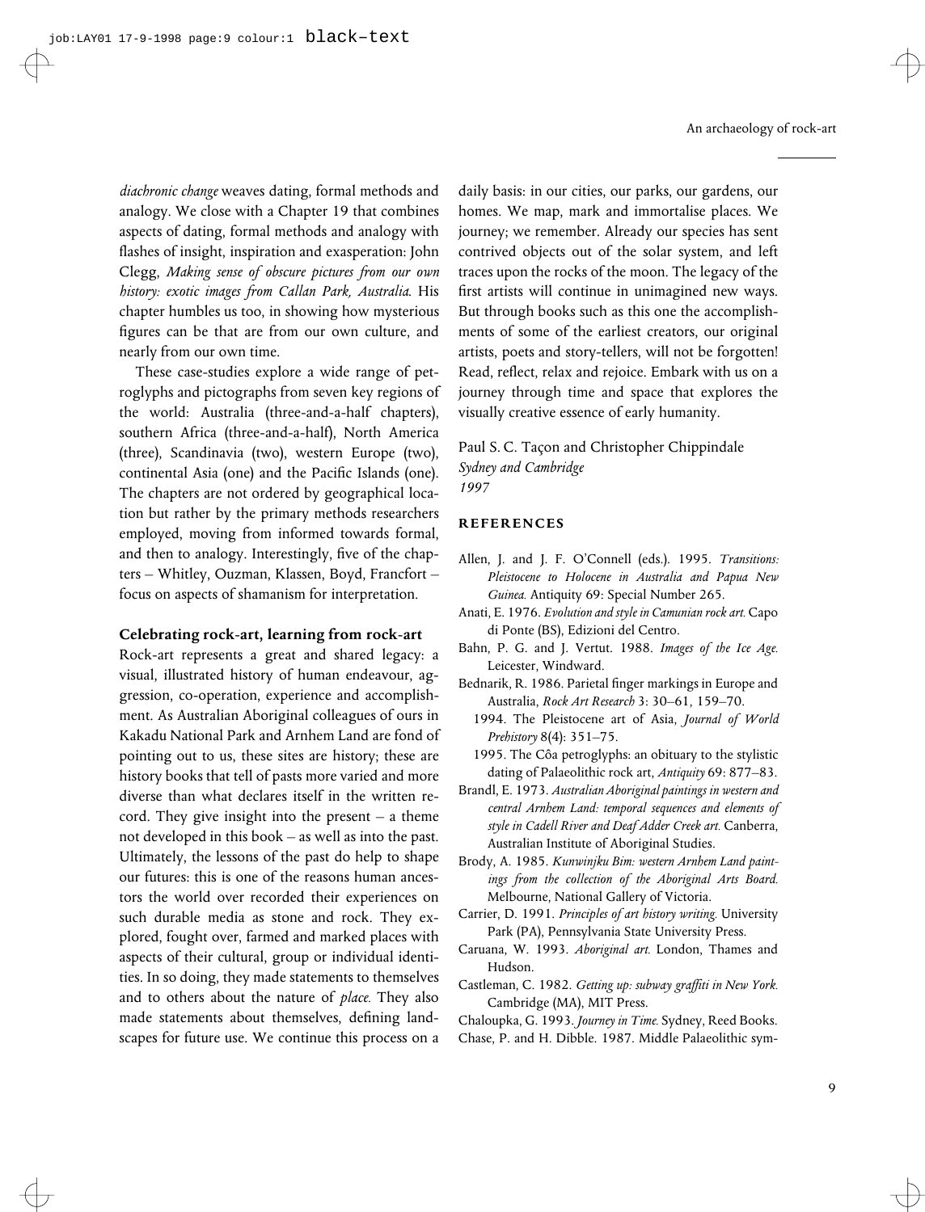*diachronic change* weaves dating, formal methods and analogy. We close with a Chapter 19 that combines aspects of dating, formal methods and analogy with flashes of insight, inspiration and exasperation: John Clegg, *Making sense of obscure pictures from our own history: exotic images from Callan Park, Australia*. His chapter humbles us too, in showing how mysterious figures can be that are from our own culture, and nearly from our own time.

These case-studies explore a wide range of petroglyphs and pictographs from seven key regions of the world: Australia (three-and-a-half chapters), southern Africa (three-and-a-half), North America (three), Scandinavia (two), western Europe (two), continental Asia (one) and the Pacific Islands (one). The chapters are not ordered by geographical location but rather by the primary methods researchers employed, moving from informed towards formal, and then to analogy. Interestingly, five of the chapters – Whitley, Ouzman, Klassen, Boyd, Francfort – focus on aspects of shamanism for interpretation.

### Celebrating rock-art, learning from rock-art

Rock-art represents a great and shared legacy: a visual, illustrated history of human endeavour, aggression, co-operation, experience and accomplishment. As Australian Aboriginal colleagues of ours in Kakadu National Park and Arnhem Land are fond of pointing out to us, these sites are history; these are history books that tell of pasts more varied and more diverse than what declares itself in the written record. They give insight into the present – a theme not developed in this book – as well as into the past. Ultimately, the lessons of the past do help to shape our futures: this is one of the reasons human ancestors the world over recorded their experiences on such durable media as stone and rock. They explored, fought over, farmed and marked places with aspects of their cultural, group or individual identities. In so doing, they made statements to themselves and to others about the nature of *place.* They also made statements about themselves, defining landscapes for future use. We continue this process on a daily basis: in our cities, our parks, our gardens, our homes. We map, mark and immortalise places. We journey; we remember. Already our species has sent contrived objects out of the solar system, and left traces upon the rocks of the moon. The legacy of the first artists will continue in unimagined new ways. But through books such as this one the accomplishments of some of the earliest creators, our original artists, poets and story-tellers, will not be forgotten! Read, reflect, relax and rejoice. Embark with us on a journey through time and space that explores the visually creative essence of early humanity.

Paul S. C. Taçon and Christopher Chippindale
*Sydney and Cambridge*
*1997*

## REFERENCES

Allen, J. and J. F. O'Connell (eds.). 1995. *Transitions: Pleistocene to Holocene in Australia and Papua New Guinea.* Antiquity 69: Special Number 265.

Anati, E. 1976. *Evolution and style in Camunian rock art.* Capo di Ponte (BS), Edizioni del Centro.

Bahn, P. G. and J. Vertut. 1988. *Images of the Ice Age.* Leicester, Windward.

Bednarik, R. 1986. Parietal finger markings in Europe and Australia, *Rock Art Research* 3: 30–61, 159–70.

1994. The Pleistocene art of Asia, *Journal of World Prehistory* 8(4): 351–75.

1995. The Côa petroglyphs: an obituary to the stylistic dating of Palaeolithic rock art, *Antiquity* 69: 877–83.

Brandl, E. 1973. *Australian Aboriginal paintings in western and central Arnhem Land: temporal sequences and elements of style in Cadell River and Deaf Adder Creek art.* Canberra, Australian Institute of Aboriginal Studies.

Brody, A. 1985. *Kunwinjku Bim: western Arnhem Land paintings from the collection of the Aboriginal Arts Board.* Melbourne, National Gallery of Victoria.

Carrier, D. 1991. *Principles of art history writing.* University Park (PA), Pennsylvania State University Press.

Caruana, W. 1993. *Aboriginal art.* London, Thames and Hudson.

Castleman, C. 1982. *Getting up: subway graffiti in New York.* Cambridge (MA), MIT Press.

Chaloupka, G. 1993. *Journey in Time.* Sydney, Reed Books.

Chase, P. and H. Dibble. 1987. Middle Palaeolithic sym-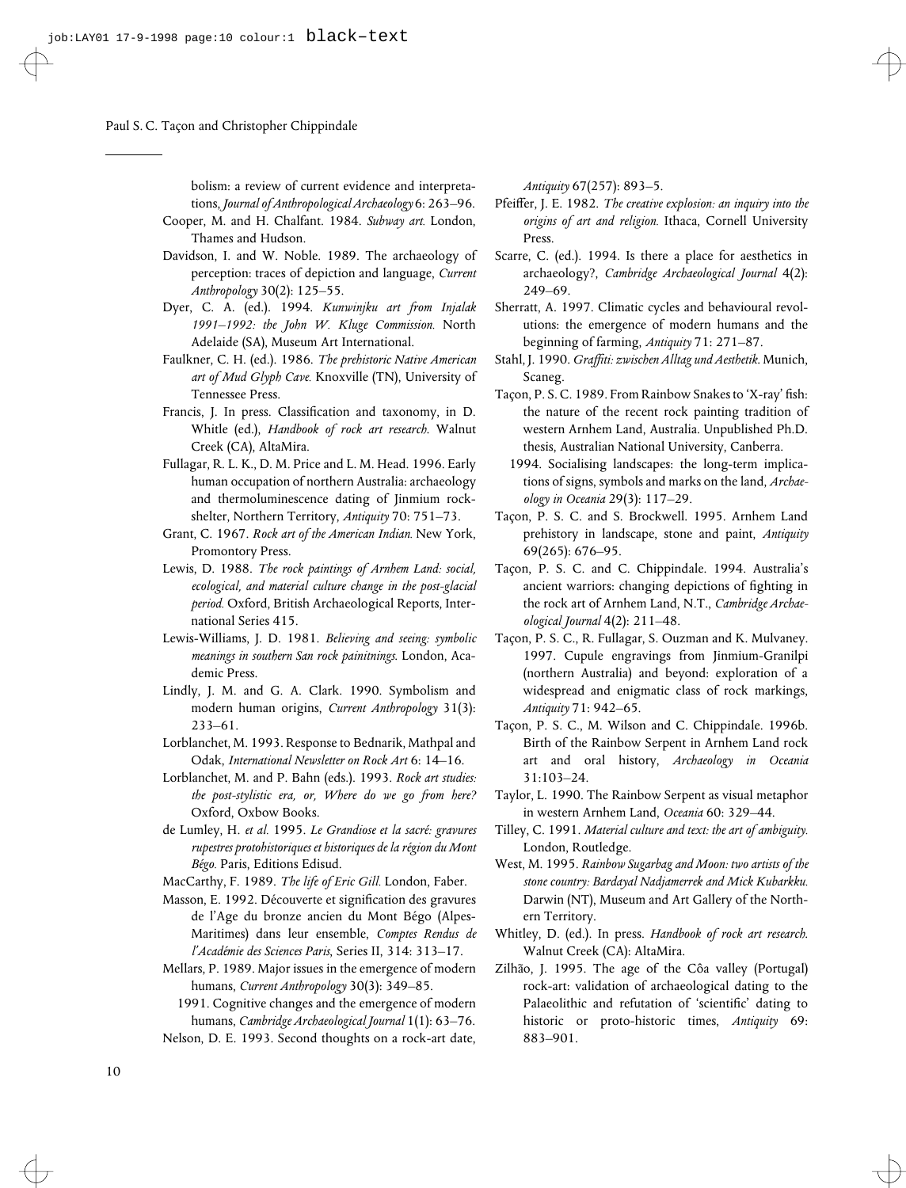bolism: a review of current evidence and interpretations, *Journal of Anthropological Archaeology* 6: 263–96.

Cooper, M. and H. Chalfant. 1984. *Subway art.* London, Thames and Hudson.

Davidson, I. and W. Noble. 1989. The archaeology of perception: traces of depiction and language, *Current Anthropology* 30(2): 125–55.

Dyer, C. A. (ed.). 1994. *Kunwinjku art from Injalak 1991–1992: the John W. Kluge Commission.* North Adelaide (SA), Museum Art International.

Faulkner, C. H. (ed.). 1986. *The prehistoric Native American art of Mud Glyph Cave.* Knoxville (TN), University of Tennessee Press.

Francis, J. In press. Classification and taxonomy, in D. Whitle (ed.), *Handbook of rock art research.* Walnut Creek (CA), AltaMira.

Fullagar, R. L. K., D. M. Price and L. M. Head. 1996. Early human occupation of northern Australia: archaeology and thermoluminescence dating of Jinmium rock-shelter, Northern Territory, *Antiquity* 70: 751–73.

Grant, C. 1967. *Rock art of the American Indian.* New York, Promontory Press.

Lewis, D. 1988. *The rock paintings of Arnhem Land: social, ecological, and material culture change in the post-glacial period.* Oxford, British Archaeological Reports, International Series 415.

Lewis-Williams, J. D. 1981. *Believing and seeing: symbolic meanings in southern San rock painitnings.* London, Academic Press.

Lindly, J. M. and G. A. Clark. 1990. Symbolism and modern human origins, *Current Anthropology* 31(3): 233–61.

Lorblanchet, M. 1993. Response to Bednarik, Mathpal and Odak, *International Newsletter on Rock Art* 6: 14–16.

Lorblanchet, M. and P. Bahn (eds.). 1993. *Rock art studies: the post-stylistic era, or, Where do we go from here?* Oxford, Oxbow Books.

de Lumley, H. *et al.* 1995. *Le Grandiose et la sacré: gravures rupestres protohistoriques et historiques de la région du Mont Bégo.* Paris, Editions Edisud.

MacCarthy, F. 1989. *The life of Eric Gill.* London, Faber.

Masson, E. 1992. Découverte et signification des gravures de l'Age du bronze ancien du Mont Bégo (Alpes-Maritimes) dans leur ensemble, *Comptes Rendus de l'Académie des Sciences Paris*, Series II, 314: 313–17.

Mellars, P. 1989. Major issues in the emergence of modern humans, *Current Anthropology* 30(3): 349–85.

1991. Cognitive changes and the emergence of modern humans, *Cambridge Archaeological Journal* 1(1): 63–76.

Nelson, D. E. 1993. Second thoughts on a rock-art date, *Antiquity* 67(257): 893–5.

Pfeiffer, J. E. 1982. *The creative explosion: an inquiry into the origins of art and religion.* Ithaca, Cornell University Press.

Scarre, C. (ed.). 1994. Is there a place for aesthetics in archaeology?, *Cambridge Archaeological Journal* 4(2): 249–69.

Sherratt, A. 1997. Climatic cycles and behavioural revolutions: the emergence of modern humans and the beginning of farming, *Antiquity* 71: 271–87.

Stahl, J. 1990. *Graffiti: zwischen Alltag und Aesthetik.* Munich, Scaneg.

Taçon, P. S. C. 1989. From Rainbow Snakes to 'X-ray' fish: the nature of the recent rock painting tradition of western Arnhem Land, Australia. Unpublished Ph.D. thesis, Australian National University, Canberra.

1994. Socialising landscapes: the long-term implications of signs, symbols and marks on the land, *Archaeology in Oceania* 29(3): 117–29.

Taçon, P. S. C. and S. Brockwell. 1995. Arnhem Land prehistory in landscape, stone and paint, *Antiquity* 69(265): 676–95.

Taçon, P. S. C. and C. Chippindale. 1994. Australia's ancient warriors: changing depictions of fighting in the rock art of Arnhem Land, N.T., *Cambridge Archaeological Journal* 4(2): 211–48.

Taçon, P. S. C., R. Fullagar, S. Ouzman and K. Mulvaney. 1997. Cupule engravings from Jinmium-Granilpi (northern Australia) and beyond: exploration of a widespread and enigmatic class of rock markings, *Antiquity* 71: 942–65.

Taçon, P. S. C., M. Wilson and C. Chippindale. 1996b. Birth of the Rainbow Serpent in Arnhem Land rock art and oral history, *Archaeology in Oceania* 31:103–24.

Taylor, L. 1990. The Rainbow Serpent as visual metaphor in western Arnhem Land, *Oceania* 60: 329–44.

Tilley, C. 1991. *Material culture and text: the art of ambiguity.* London, Routledge.

West, M. 1995. *Rainbow Sugarbag and Moon: two artists of the stone country: Bardayal Nadjamerrek and Mick Kubarkku.* Darwin (NT), Museum and Art Gallery of the Northern Territory.

Whitley, D. (ed.). In press. *Handbook of rock art research.* Walnut Creek (CA): AltaMira.

Zilhão, J. 1995. The age of the Côa valley (Portugal) rock-art: validation of archaeological dating to the Palaeolithic and refutation of 'scientific' dating to historic or proto-historic times, *Antiquity* 69: 883–901.